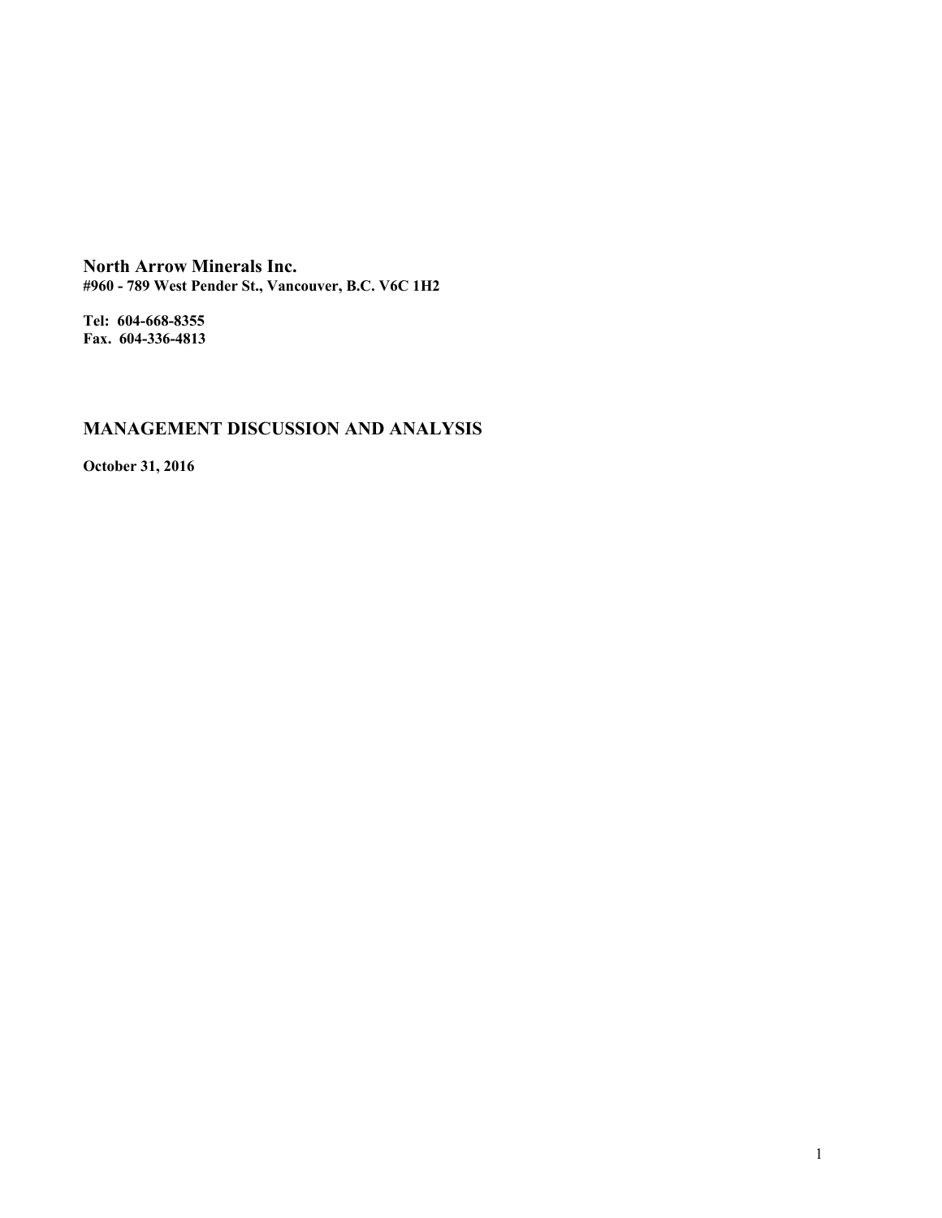**North Arrow Minerals Inc.**
**#960 - 789 West Pender St., Vancouver, B.C. V6C 1H2**

**Tel: 604-668-8355**
**Fax. 604-336-4813**

## MANAGEMENT DISCUSSION AND ANALYSIS

**October 31, 2016**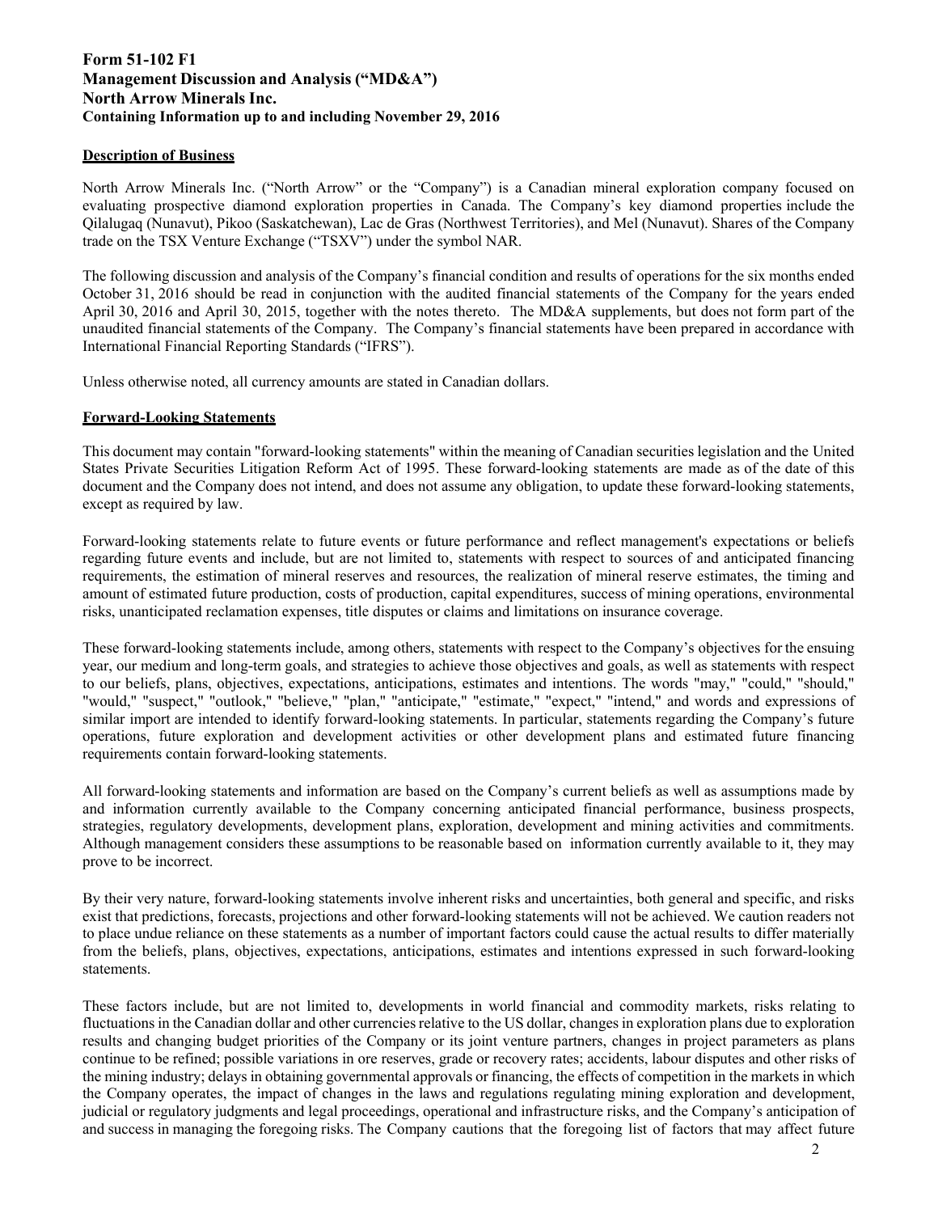**Form 51-102 F1**
**Management Discussion and Analysis ("MD&A")**
**North Arrow Minerals Inc.**
**Containing Information up to and including November 29, 2016**

## Description of Business

North Arrow Minerals Inc. ("North Arrow" or the "Company") is a Canadian mineral exploration company focused on evaluating prospective diamond exploration properties in Canada. The Company's key diamond properties include the Qilalugaq (Nunavut), Pikoo (Saskatchewan), Lac de Gras (Northwest Territories), and Mel (Nunavut). Shares of the Company trade on the TSX Venture Exchange ("TSXV") under the symbol NAR.

The following discussion and analysis of the Company's financial condition and results of operations for the six months ended October 31, 2016 should be read in conjunction with the audited financial statements of the Company for the years ended April 30, 2016 and April 30, 2015, together with the notes thereto. The MD&A supplements, but does not form part of the unaudited financial statements of the Company. The Company's financial statements have been prepared in accordance with International Financial Reporting Standards ("IFRS").

Unless otherwise noted, all currency amounts are stated in Canadian dollars.

## Forward-Looking Statements

This document may contain "forward-looking statements" within the meaning of Canadian securities legislation and the United States Private Securities Litigation Reform Act of 1995. These forward-looking statements are made as of the date of this document and the Company does not intend, and does not assume any obligation, to update these forward-looking statements, except as required by law.

Forward-looking statements relate to future events or future performance and reflect management's expectations or beliefs regarding future events and include, but are not limited to, statements with respect to sources of and anticipated financing requirements, the estimation of mineral reserves and resources, the realization of mineral reserve estimates, the timing and amount of estimated future production, costs of production, capital expenditures, success of mining operations, environmental risks, unanticipated reclamation expenses, title disputes or claims and limitations on insurance coverage.

These forward-looking statements include, among others, statements with respect to the Company's objectives for the ensuing year, our medium and long-term goals, and strategies to achieve those objectives and goals, as well as statements with respect to our beliefs, plans, objectives, expectations, anticipations, estimates and intentions. The words "may," "could," "should," "would," "suspect," "outlook," "believe," "plan," "anticipate," "estimate," "expect," "intend," and words and expressions of similar import are intended to identify forward-looking statements. In particular, statements regarding the Company's future operations, future exploration and development activities or other development plans and estimated future financing requirements contain forward-looking statements.

All forward-looking statements and information are based on the Company's current beliefs as well as assumptions made by and information currently available to the Company concerning anticipated financial performance, business prospects, strategies, regulatory developments, development plans, exploration, development and mining activities and commitments. Although management considers these assumptions to be reasonable based on information currently available to it, they may prove to be incorrect.

By their very nature, forward-looking statements involve inherent risks and uncertainties, both general and specific, and risks exist that predictions, forecasts, projections and other forward-looking statements will not be achieved. We caution readers not to place undue reliance on these statements as a number of important factors could cause the actual results to differ materially from the beliefs, plans, objectives, expectations, anticipations, estimates and intentions expressed in such forward-looking statements.

These factors include, but are not limited to, developments in world financial and commodity markets, risks relating to fluctuations in the Canadian dollar and other currencies relative to the US dollar, changes in exploration plans due to exploration results and changing budget priorities of the Company or its joint venture partners, changes in project parameters as plans continue to be refined; possible variations in ore reserves, grade or recovery rates; accidents, labour disputes and other risks of the mining industry; delays in obtaining governmental approvals or financing, the effects of competition in the markets in which the Company operates, the impact of changes in the laws and regulations regulating mining exploration and development, judicial or regulatory judgments and legal proceedings, operational and infrastructure risks, and the Company's anticipation of and success in managing the foregoing risks. The Company cautions that the foregoing list of factors that may affect future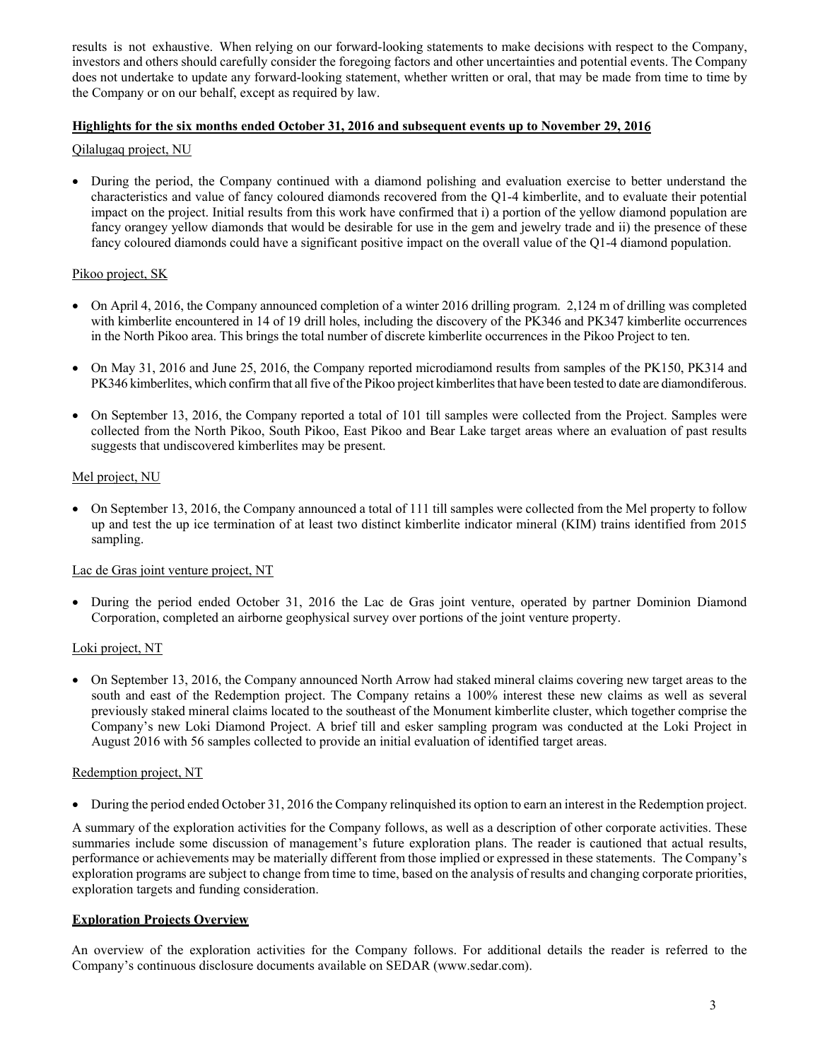results is not exhaustive. When relying on our forward-looking statements to make decisions with respect to the Company, investors and others should carefully consider the foregoing factors and other uncertainties and potential events. The Company does not undertake to update any forward-looking statement, whether written or oral, that may be made from time to time by the Company or on our behalf, except as required by law.

## Highlights for the six months ended October 31, 2016 and subsequent events up to November 29, 2016

Qilalugaq project, NU

- During the period, the Company continued with a diamond polishing and evaluation exercise to better understand the characteristics and value of fancy coloured diamonds recovered from the Q1-4 kimberlite, and to evaluate their potential impact on the project. Initial results from this work have confirmed that i) a portion of the yellow diamond population are fancy orangey yellow diamonds that would be desirable for use in the gem and jewelry trade and ii) the presence of these fancy coloured diamonds could have a significant positive impact on the overall value of the Q1-4 diamond population.

Pikoo project, SK

- On April 4, 2016, the Company announced completion of a winter 2016 drilling program. 2,124 m of drilling was completed with kimberlite encountered in 14 of 19 drill holes, including the discovery of the PK346 and PK347 kimberlite occurrences in the North Pikoo area. This brings the total number of discrete kimberlite occurrences in the Pikoo Project to ten.
- On May 31, 2016 and June 25, 2016, the Company reported microdiamond results from samples of the PK150, PK314 and PK346 kimberlites, which confirm that all five of the Pikoo project kimberlites that have been tested to date are diamondiferous.
- On September 13, 2016, the Company reported a total of 101 till samples were collected from the Project. Samples were collected from the North Pikoo, South Pikoo, East Pikoo and Bear Lake target areas where an evaluation of past results suggests that undiscovered kimberlites may be present.

Mel project, NU

- On September 13, 2016, the Company announced a total of 111 till samples were collected from the Mel property to follow up and test the up ice termination of at least two distinct kimberlite indicator mineral (KIM) trains identified from 2015 sampling.

Lac de Gras joint venture project, NT

- During the period ended October 31, 2016 the Lac de Gras joint venture, operated by partner Dominion Diamond Corporation, completed an airborne geophysical survey over portions of the joint venture property.

Loki project, NT

- On September 13, 2016, the Company announced North Arrow had staked mineral claims covering new target areas to the south and east of the Redemption project. The Company retains a 100% interest these new claims as well as several previously staked mineral claims located to the southeast of the Monument kimberlite cluster, which together comprise the Company's new Loki Diamond Project. A brief till and esker sampling program was conducted at the Loki Project in August 2016 with 56 samples collected to provide an initial evaluation of identified target areas.

Redemption project, NT

- During the period ended October 31, 2016 the Company relinquished its option to earn an interest in the Redemption project.

A summary of the exploration activities for the Company follows, as well as a description of other corporate activities. These summaries include some discussion of management's future exploration plans. The reader is cautioned that actual results, performance or achievements may be materially different from those implied or expressed in these statements. The Company's exploration programs are subject to change from time to time, based on the analysis of results and changing corporate priorities, exploration targets and funding consideration.

## Exploration Projects Overview

An overview of the exploration activities for the Company follows. For additional details the reader is referred to the Company's continuous disclosure documents available on SEDAR (www.sedar.com).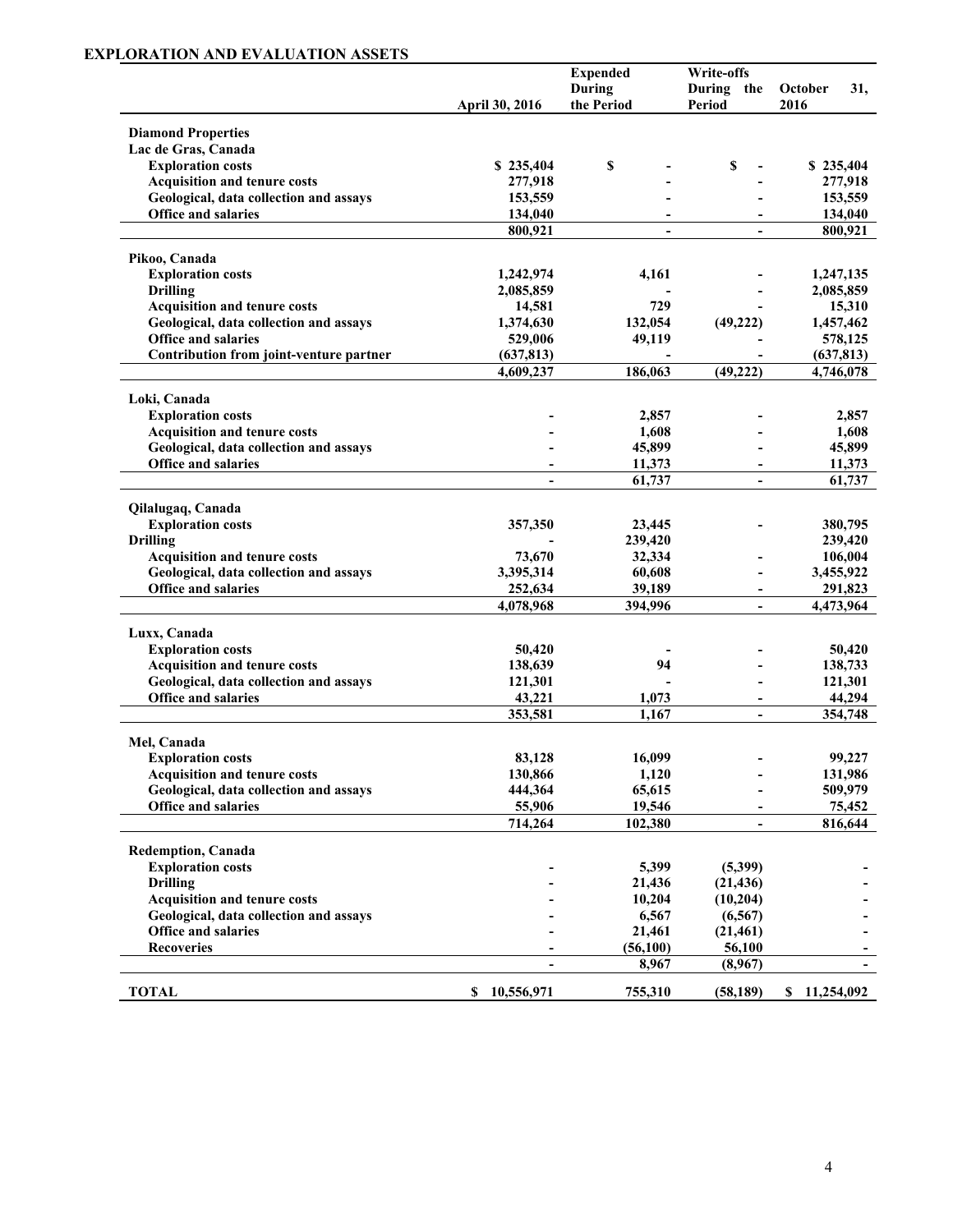## EXPLORATION AND EVALUATION ASSETS

| | April 30, 2016 | Expended During the Period | Write-offs During the Period | October 31, 2016 |
|---|---|---|---|---|
| **Diamond Properties** | | | | |
| **Lac de Gras, Canada** | | | | |
| Exploration costs | $ 235,404 | $ - | $ - | $ 235,404 |
| Acquisition and tenure costs | 277,918 | - | - | 277,918 |
| Geological, data collection and assays | 153,559 | - | - | 153,559 |
| Office and salaries | 134,040 | - | - | 134,040 |
| | 800,921 | - | - | 800,921 |
| **Pikoo, Canada** | | | | |
| Exploration costs | 1,242,974 | 4,161 | - | 1,247,135 |
| Drilling | 2,085,859 | - | - | 2,085,859 |
| Acquisition and tenure costs | 14,581 | 729 | - | 15,310 |
| Geological, data collection and assays | 1,374,630 | 132,054 | (49,222) | 1,457,462 |
| Office and salaries | 529,006 | 49,119 | - | 578,125 |
| Contribution from joint-venture partner | (637,813) | - | - | (637,813) |
| | 4,609,237 | 186,063 | (49,222) | 4,746,078 |
| **Loki, Canada** | | | | |
| Exploration costs | - | 2,857 | - | 2,857 |
| Acquisition and tenure costs | - | 1,608 | - | 1,608 |
| Geological, data collection and assays | - | 45,899 | - | 45,899 |
| Office and salaries | - | 11,373 | - | 11,373 |
| | - | 61,737 | - | 61,737 |
| **Qilalugaq, Canada** | | | | |
| Exploration costs | 357,350 | 23,445 | - | 380,795 |
| Drilling | - | 239,420 | | 239,420 |
| Acquisition and tenure costs | 73,670 | 32,334 | - | 106,004 |
| Geological, data collection and assays | 3,395,314 | 60,608 | - | 3,455,922 |
| Office and salaries | 252,634 | 39,189 | - | 291,823 |
| | 4,078,968 | 394,996 | - | 4,473,964 |
| **Luxx, Canada** | | | | |
| Exploration costs | 50,420 | - | - | 50,420 |
| Acquisition and tenure costs | 138,639 | 94 | - | 138,733 |
| Geological, data collection and assays | 121,301 | - | - | 121,301 |
| Office and salaries | 43,221 | 1,073 | - | 44,294 |
| | 353,581 | 1,167 | - | 354,748 |
| **Mel, Canada** | | | | |
| Exploration costs | 83,128 | 16,099 | - | 99,227 |
| Acquisition and tenure costs | 130,866 | 1,120 | - | 131,986 |
| Geological, data collection and assays | 444,364 | 65,615 | - | 509,979 |
| Office and salaries | 55,906 | 19,546 | - | 75,452 |
| | 714,264 | 102,380 | - | 816,644 |
| **Redemption, Canada** | | | | |
| Exploration costs | - | 5,399 | (5,399) | - |
| Drilling | - | 21,436 | (21,436) | - |
| Acquisition and tenure costs | - | 10,204 | (10,204) | - |
| Geological, data collection and assays | - | 6,567 | (6,567) | - |
| Office and salaries | - | 21,461 | (21,461) | - |
| Recoveries | - | (56,100) | 56,100 | - |
| | - | 8,967 | (8,967) | - |
| **TOTAL** | $ 10,556,971 | 755,310 | (58,189) | $ 11,254,092 |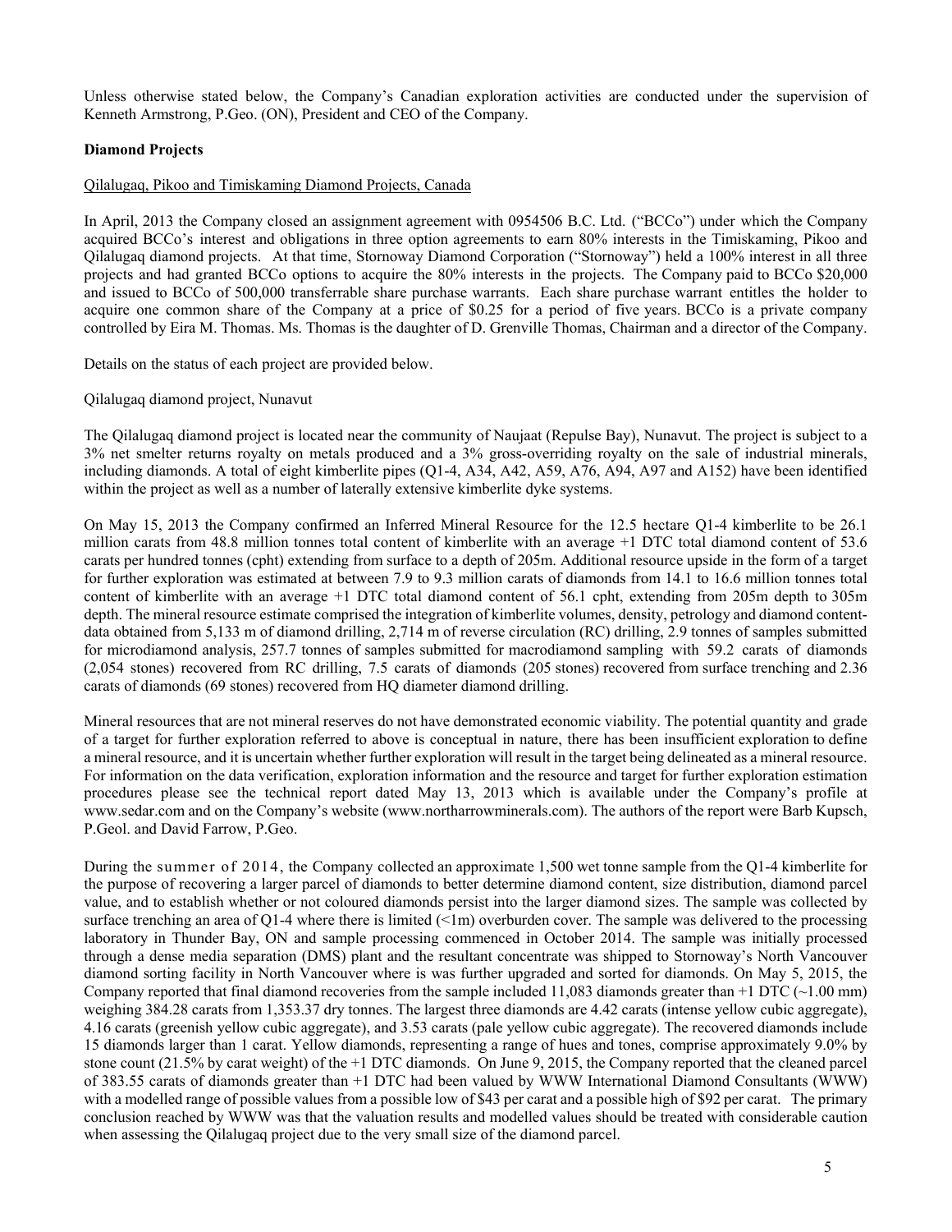Unless otherwise stated below, the Company's Canadian exploration activities are conducted under the supervision of Kenneth Armstrong, P.Geo. (ON), President and CEO of the Company.

**Diamond Projects**

Qilalugaq, Pikoo and Timiskaming Diamond Projects, Canada

In April, 2013 the Company closed an assignment agreement with 0954506 B.C. Ltd. ("BCCo") under which the Company acquired BCCo's interest and obligations in three option agreements to earn 80% interests in the Timiskaming, Pikoo and Qilalugaq diamond projects. At that time, Stornoway Diamond Corporation ("Stornoway") held a 100% interest in all three projects and had granted BCCo options to acquire the 80% interests in the projects. The Company paid to BCCo $20,000 and issued to BCCo of 500,000 transferrable share purchase warrants. Each share purchase warrant entitles the holder to acquire one common share of the Company at a price of $0.25 for a period of five years. BCCo is a private company controlled by Eira M. Thomas. Ms. Thomas is the daughter of D. Grenville Thomas, Chairman and a director of the Company.

Details on the status of each project are provided below.

Qilalugaq diamond project, Nunavut

The Qilalugaq diamond project is located near the community of Naujaat (Repulse Bay), Nunavut. The project is subject to a 3% net smelter returns royalty on metals produced and a 3% gross-overriding royalty on the sale of industrial minerals, including diamonds. A total of eight kimberlite pipes (Q1-4, A34, A42, A59, A76, A94, A97 and A152) have been identified within the project as well as a number of laterally extensive kimberlite dyke systems.

On May 15, 2013 the Company confirmed an Inferred Mineral Resource for the 12.5 hectare Q1-4 kimberlite to be 26.1 million carats from 48.8 million tonnes total content of kimberlite with an average +1 DTC total diamond content of 53.6 carats per hundred tonnes (cpht) extending from surface to a depth of 205m. Additional resource upside in the form of a target for further exploration was estimated at between 7.9 to 9.3 million carats of diamonds from 14.1 to 16.6 million tonnes total content of kimberlite with an average +1 DTC total diamond content of 56.1 cpht, extending from 205m depth to 305m depth. The mineral resource estimate comprised the integration of kimberlite volumes, density, petrology and diamond content-data obtained from 5,133 m of diamond drilling, 2,714 m of reverse circulation (RC) drilling, 2.9 tonnes of samples submitted for microdiamond analysis, 257.7 tonnes of samples submitted for macrodiamond sampling with 59.2 carats of diamonds (2,054 stones) recovered from RC drilling, 7.5 carats of diamonds (205 stones) recovered from surface trenching and 2.36 carats of diamonds (69 stones) recovered from HQ diameter diamond drilling.

Mineral resources that are not mineral reserves do not have demonstrated economic viability. The potential quantity and grade of a target for further exploration referred to above is conceptual in nature, there has been insufficient exploration to define a mineral resource, and it is uncertain whether further exploration will result in the target being delineated as a mineral resource. For information on the data verification, exploration information and the resource and target for further exploration estimation procedures please see the technical report dated May 13, 2013 which is available under the Company's profile at www.sedar.com and on the Company's website (www.northarrowminerals.com). The authors of the report were Barb Kupsch, P.Geol. and David Farrow, P.Geo.

During the summer of 2014, the Company collected an approximate 1,500 wet tonne sample from the Q1-4 kimberlite for the purpose of recovering a larger parcel of diamonds to better determine diamond content, size distribution, diamond parcel value, and to establish whether or not coloured diamonds persist into the larger diamond sizes. The sample was collected by surface trenching an area of Q1-4 where there is limited (<1m) overburden cover. The sample was delivered to the processing laboratory in Thunder Bay, ON and sample processing commenced in October 2014. The sample was initially processed through a dense media separation (DMS) plant and the resultant concentrate was shipped to Stornoway's North Vancouver diamond sorting facility in North Vancouver where is was further upgraded and sorted for diamonds. On May 5, 2015, the Company reported that final diamond recoveries from the sample included 11,083 diamonds greater than +1 DTC (~1.00 mm) weighing 384.28 carats from 1,353.37 dry tonnes. The largest three diamonds are 4.42 carats (intense yellow cubic aggregate), 4.16 carats (greenish yellow cubic aggregate), and 3.53 carats (pale yellow cubic aggregate). The recovered diamonds include 15 diamonds larger than 1 carat. Yellow diamonds, representing a range of hues and tones, comprise approximately 9.0% by stone count (21.5% by carat weight) of the +1 DTC diamonds. On June 9, 2015, the Company reported that the cleaned parcel of 383.55 carats of diamonds greater than +1 DTC had been valued by WWW International Diamond Consultants (WWW) with a modelled range of possible values from a possible low of $43 per carat and a possible high of $92 per carat. The primary conclusion reached by WWW was that the valuation results and modelled values should be treated with considerable caution when assessing the Qilalugaq project due to the very small size of the diamond parcel.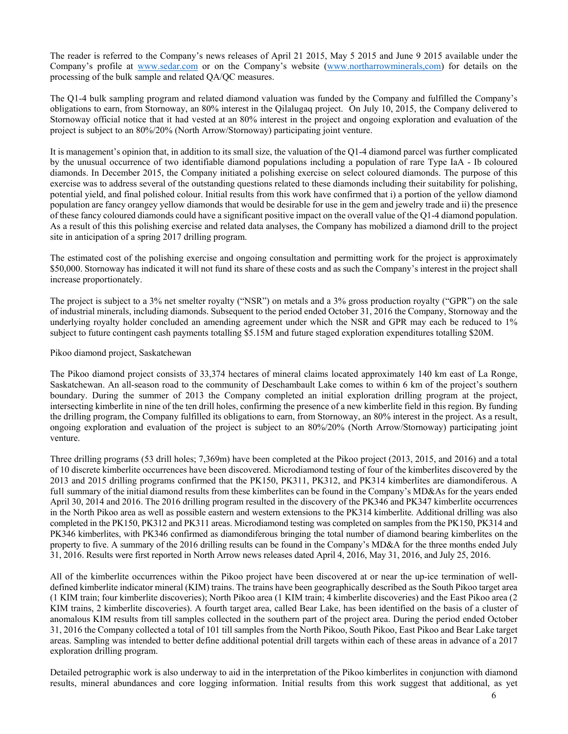The reader is referred to the Company's news releases of April 21 2015, May 5 2015 and June 9 2015 available under the Company's profile at www.sedar.com or on the Company's website (www.northarrowminerals,com) for details on the processing of the bulk sample and related QA/QC measures.

The Q1-4 bulk sampling program and related diamond valuation was funded by the Company and fulfilled the Company's obligations to earn, from Stornoway, an 80% interest in the Qilalugaq project. On July 10, 2015, the Company delivered to Stornoway official notice that it had vested at an 80% interest in the project and ongoing exploration and evaluation of the project is subject to an 80%/20% (North Arrow/Stornoway) participating joint venture.

It is management's opinion that, in addition to its small size, the valuation of the Q1-4 diamond parcel was further complicated by the unusual occurrence of two identifiable diamond populations including a population of rare Type IaA - Ib coloured diamonds. In December 2015, the Company initiated a polishing exercise on select coloured diamonds. The purpose of this exercise was to address several of the outstanding questions related to these diamonds including their suitability for polishing, potential yield, and final polished colour. Initial results from this work have confirmed that i) a portion of the yellow diamond population are fancy orangey yellow diamonds that would be desirable for use in the gem and jewelry trade and ii) the presence of these fancy coloured diamonds could have a significant positive impact on the overall value of the Q1-4 diamond population. As a result of this this polishing exercise and related data analyses, the Company has mobilized a diamond drill to the project site in anticipation of a spring 2017 drilling program.

The estimated cost of the polishing exercise and ongoing consultation and permitting work for the project is approximately $50,000. Stornoway has indicated it will not fund its share of these costs and as such the Company's interest in the project shall increase proportionately.

The project is subject to a 3% net smelter royalty ("NSR") on metals and a 3% gross production royalty ("GPR") on the sale of industrial minerals, including diamonds. Subsequent to the period ended October 31, 2016 the Company, Stornoway and the underlying royalty holder concluded an amending agreement under which the NSR and GPR may each be reduced to 1% subject to future contingent cash payments totalling $5.15M and future staged exploration expenditures totalling $20M.

Pikoo diamond project, Saskatchewan

The Pikoo diamond project consists of 33,374 hectares of mineral claims located approximately 140 km east of La Ronge, Saskatchewan. An all-season road to the community of Deschambault Lake comes to within 6 km of the project's southern boundary. During the summer of 2013 the Company completed an initial exploration drilling program at the project, intersecting kimberlite in nine of the ten drill holes, confirming the presence of a new kimberlite field in this region. By funding the drilling program, the Company fulfilled its obligations to earn, from Stornoway, an 80% interest in the project. As a result, ongoing exploration and evaluation of the project is subject to an 80%/20% (North Arrow/Stornoway) participating joint venture.

Three drilling programs (53 drill holes; 7,369m) have been completed at the Pikoo project (2013, 2015, and 2016) and a total of 10 discrete kimberlite occurrences have been discovered. Microdiamond testing of four of the kimberlites discovered by the 2013 and 2015 drilling programs confirmed that the PK150, PK311, PK312, and PK314 kimberlites are diamondiferous. A full summary of the initial diamond results from these kimberlites can be found in the Company's MD&As for the years ended April 30, 2014 and 2016. The 2016 drilling program resulted in the discovery of the PK346 and PK347 kimberlite occurrences in the North Pikoo area as well as possible eastern and western extensions to the PK314 kimberlite. Additional drilling was also completed in the PK150, PK312 and PK311 areas. Microdiamond testing was completed on samples from the PK150, PK314 and PK346 kimberlites, with PK346 confirmed as diamondiferous bringing the total number of diamond bearing kimberlites on the property to five. A summary of the 2016 drilling results can be found in the Company's MD&A for the three months ended July 31, 2016. Results were first reported in North Arrow news releases dated April 4, 2016, May 31, 2016, and July 25, 2016.

All of the kimberlite occurrences within the Pikoo project have been discovered at or near the up-ice termination of well-defined kimberlite indicator mineral (KIM) trains. The trains have been geographically described as the South Pikoo target area (1 KIM train; four kimberlite discoveries); North Pikoo area (1 KIM train; 4 kimberlite discoveries) and the East Pikoo area (2 KIM trains, 2 kimberlite discoveries). A fourth target area, called Bear Lake, has been identified on the basis of a cluster of anomalous KIM results from till samples collected in the southern part of the project area. During the period ended October 31, 2016 the Company collected a total of 101 till samples from the North Pikoo, South Pikoo, East Pikoo and Bear Lake target areas. Sampling was intended to better define additional potential drill targets within each of these areas in advance of a 2017 exploration drilling program.

Detailed petrographic work is also underway to aid in the interpretation of the Pikoo kimberlites in conjunction with diamond results, mineral abundances and core logging information. Initial results from this work suggest that additional, as yet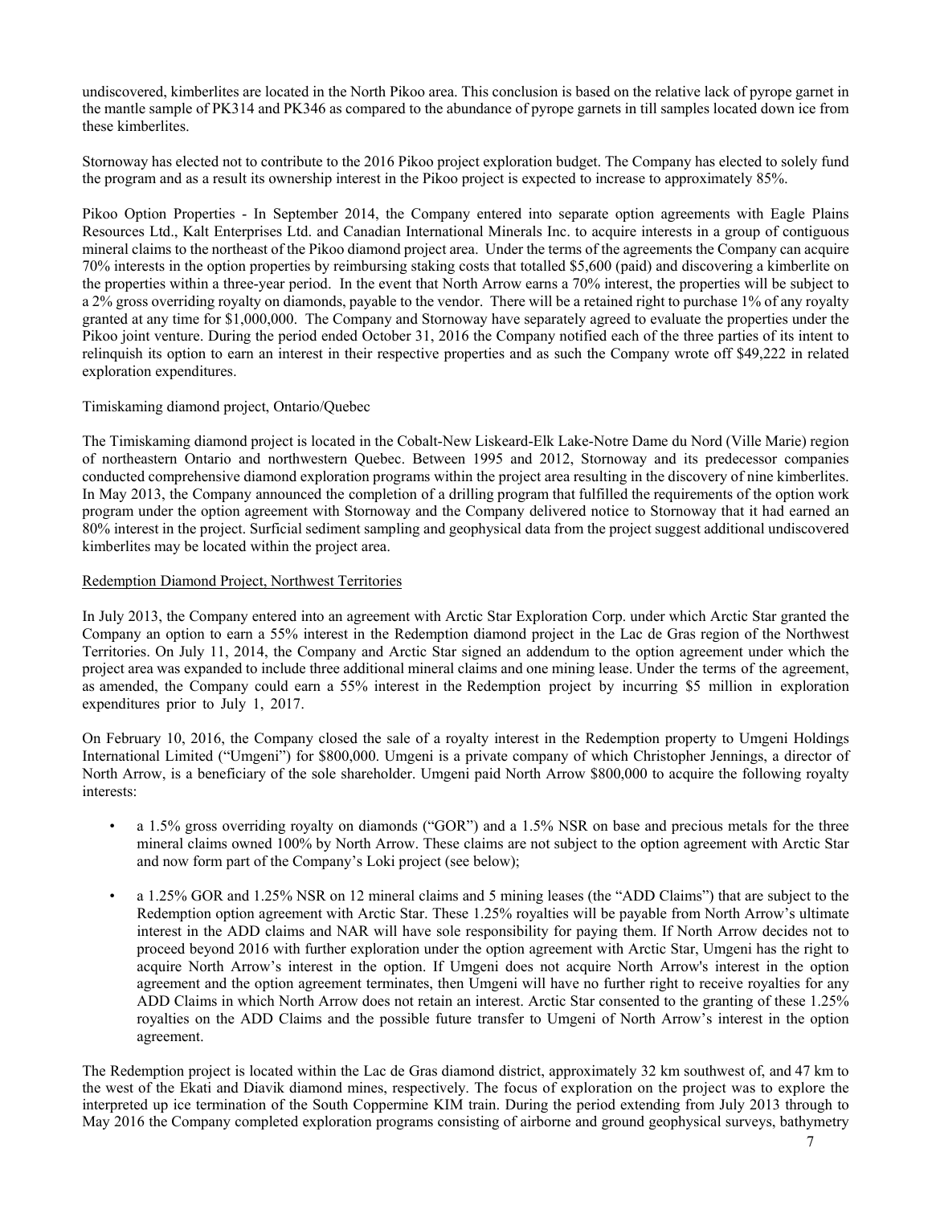undiscovered, kimberlites are located in the North Pikoo area. This conclusion is based on the relative lack of pyrope garnet in the mantle sample of PK314 and PK346 as compared to the abundance of pyrope garnets in till samples located down ice from these kimberlites.

Stornoway has elected not to contribute to the 2016 Pikoo project exploration budget. The Company has elected to solely fund the program and as a result its ownership interest in the Pikoo project is expected to increase to approximately 85%.

Pikoo Option Properties - In September 2014, the Company entered into separate option agreements with Eagle Plains Resources Ltd., Kalt Enterprises Ltd. and Canadian International Minerals Inc. to acquire interests in a group of contiguous mineral claims to the northeast of the Pikoo diamond project area. Under the terms of the agreements the Company can acquire 70% interests in the option properties by reimbursing staking costs that totalled $5,600 (paid) and discovering a kimberlite on the properties within a three-year period. In the event that North Arrow earns a 70% interest, the properties will be subject to a 2% gross overriding royalty on diamonds, payable to the vendor. There will be a retained right to purchase 1% of any royalty granted at any time for $1,000,000. The Company and Stornoway have separately agreed to evaluate the properties under the Pikoo joint venture. During the period ended October 31, 2016 the Company notified each of the three parties of its intent to relinquish its option to earn an interest in their respective properties and as such the Company wrote off $49,222 in related exploration expenditures.

Timiskaming diamond project, Ontario/Quebec

The Timiskaming diamond project is located in the Cobalt-New Liskeard-Elk Lake-Notre Dame du Nord (Ville Marie) region of northeastern Ontario and northwestern Quebec. Between 1995 and 2012, Stornoway and its predecessor companies conducted comprehensive diamond exploration programs within the project area resulting in the discovery of nine kimberlites. In May 2013, the Company announced the completion of a drilling program that fulfilled the requirements of the option work program under the option agreement with Stornoway and the Company delivered notice to Stornoway that it had earned an 80% interest in the project. Surficial sediment sampling and geophysical data from the project suggest additional undiscovered kimberlites may be located within the project area.

## Redemption Diamond Project, Northwest Territories

In July 2013, the Company entered into an agreement with Arctic Star Exploration Corp. under which Arctic Star granted the Company an option to earn a 55% interest in the Redemption diamond project in the Lac de Gras region of the Northwest Territories. On July 11, 2014, the Company and Arctic Star signed an addendum to the option agreement under which the project area was expanded to include three additional mineral claims and one mining lease. Under the terms of the agreement, as amended, the Company could earn a 55% interest in the Redemption project by incurring $5 million in exploration expenditures prior to July 1, 2017.

On February 10, 2016, the Company closed the sale of a royalty interest in the Redemption property to Umgeni Holdings International Limited ("Umgeni") for $800,000. Umgeni is a private company of which Christopher Jennings, a director of North Arrow, is a beneficiary of the sole shareholder. Umgeni paid North Arrow $800,000 to acquire the following royalty interests:

- a 1.5% gross overriding royalty on diamonds ("GOR") and a 1.5% NSR on base and precious metals for the three mineral claims owned 100% by North Arrow. These claims are not subject to the option agreement with Arctic Star and now form part of the Company's Loki project (see below);
- a 1.25% GOR and 1.25% NSR on 12 mineral claims and 5 mining leases (the "ADD Claims") that are subject to the Redemption option agreement with Arctic Star. These 1.25% royalties will be payable from North Arrow's ultimate interest in the ADD claims and NAR will have sole responsibility for paying them. If North Arrow decides not to proceed beyond 2016 with further exploration under the option agreement with Arctic Star, Umgeni has the right to acquire North Arrow's interest in the option. If Umgeni does not acquire North Arrow's interest in the option agreement and the option agreement terminates, then Umgeni will have no further right to receive royalties for any ADD Claims in which North Arrow does not retain an interest. Arctic Star consented to the granting of these 1.25% royalties on the ADD Claims and the possible future transfer to Umgeni of North Arrow's interest in the option agreement.

The Redemption project is located within the Lac de Gras diamond district, approximately 32 km southwest of, and 47 km to the west of the Ekati and Diavik diamond mines, respectively. The focus of exploration on the project was to explore the interpreted up ice termination of the South Coppermine KIM train. During the period extending from July 2013 through to May 2016 the Company completed exploration programs consisting of airborne and ground geophysical surveys, bathymetry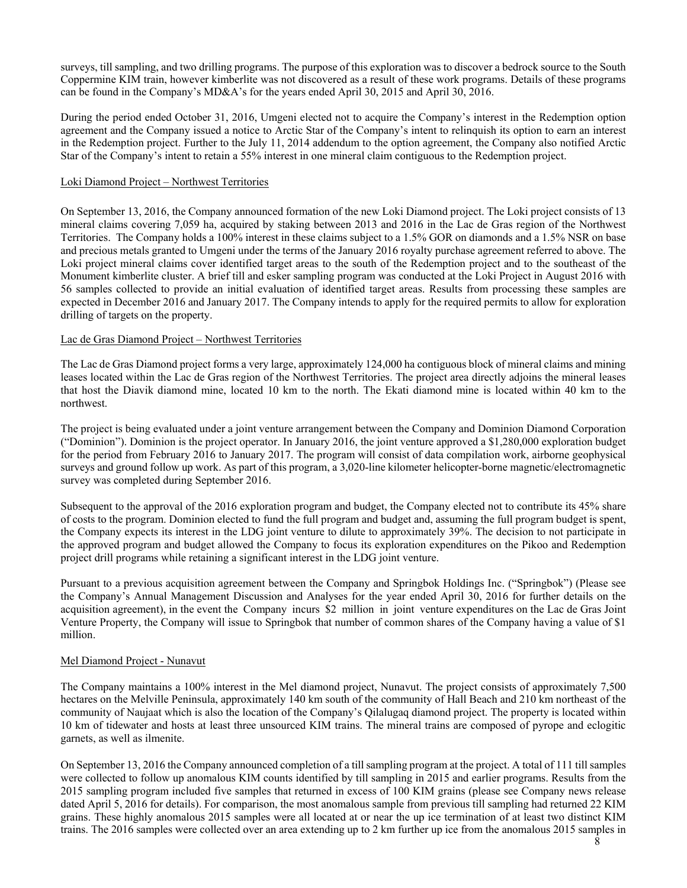surveys, till sampling, and two drilling programs. The purpose of this exploration was to discover a bedrock source to the South Coppermine KIM train, however kimberlite was not discovered as a result of these work programs. Details of these programs can be found in the Company's MD&A's for the years ended April 30, 2015 and April 30, 2016.

During the period ended October 31, 2016, Umgeni elected not to acquire the Company's interest in the Redemption option agreement and the Company issued a notice to Arctic Star of the Company's intent to relinquish its option to earn an interest in the Redemption project. Further to the July 11, 2014 addendum to the option agreement, the Company also notified Arctic Star of the Company's intent to retain a 55% interest in one mineral claim contiguous to the Redemption project.

Loki Diamond Project – Northwest Territories

On September 13, 2016, the Company announced formation of the new Loki Diamond project. The Loki project consists of 13 mineral claims covering 7,059 ha, acquired by staking between 2013 and 2016 in the Lac de Gras region of the Northwest Territories. The Company holds a 100% interest in these claims subject to a 1.5% GOR on diamonds and a 1.5% NSR on base and precious metals granted to Umgeni under the terms of the January 2016 royalty purchase agreement referred to above. The Loki project mineral claims cover identified target areas to the south of the Redemption project and to the southeast of the Monument kimberlite cluster. A brief till and esker sampling program was conducted at the Loki Project in August 2016 with 56 samples collected to provide an initial evaluation of identified target areas. Results from processing these samples are expected in December 2016 and January 2017. The Company intends to apply for the required permits to allow for exploration drilling of targets on the property.

Lac de Gras Diamond Project – Northwest Territories

The Lac de Gras Diamond project forms a very large, approximately 124,000 ha contiguous block of mineral claims and mining leases located within the Lac de Gras region of the Northwest Territories. The project area directly adjoins the mineral leases that host the Diavik diamond mine, located 10 km to the north. The Ekati diamond mine is located within 40 km to the northwest.

The project is being evaluated under a joint venture arrangement between the Company and Dominion Diamond Corporation ("Dominion"). Dominion is the project operator. In January 2016, the joint venture approved a $1,280,000 exploration budget for the period from February 2016 to January 2017. The program will consist of data compilation work, airborne geophysical surveys and ground follow up work. As part of this program, a 3,020-line kilometer helicopter-borne magnetic/electromagnetic survey was completed during September 2016.

Subsequent to the approval of the 2016 exploration program and budget, the Company elected not to contribute its 45% share of costs to the program. Dominion elected to fund the full program and budget and, assuming the full program budget is spent, the Company expects its interest in the LDG joint venture to dilute to approximately 39%. The decision to not participate in the approved program and budget allowed the Company to focus its exploration expenditures on the Pikoo and Redemption project drill programs while retaining a significant interest in the LDG joint venture.

Pursuant to a previous acquisition agreement between the Company and Springbok Holdings Inc. ("Springbok") (Please see the Company's Annual Management Discussion and Analyses for the year ended April 30, 2016 for further details on the acquisition agreement), in the event the Company incurs $2 million in joint venture expenditures on the Lac de Gras Joint Venture Property, the Company will issue to Springbok that number of common shares of the Company having a value of $1 million.

Mel Diamond Project - Nunavut

The Company maintains a 100% interest in the Mel diamond project, Nunavut. The project consists of approximately 7,500 hectares on the Melville Peninsula, approximately 140 km south of the community of Hall Beach and 210 km northeast of the community of Naujaat which is also the location of the Company's Qilalugaq diamond project. The property is located within 10 km of tidewater and hosts at least three unsourced KIM trains. The mineral trains are composed of pyrope and eclogitic garnets, as well as ilmenite.

On September 13, 2016 the Company announced completion of a till sampling program at the project. A total of 111 till samples were collected to follow up anomalous KIM counts identified by till sampling in 2015 and earlier programs. Results from the 2015 sampling program included five samples that returned in excess of 100 KIM grains (please see Company news release dated April 5, 2016 for details). For comparison, the most anomalous sample from previous till sampling had returned 22 KIM grains. These highly anomalous 2015 samples were all located at or near the up ice termination of at least two distinct KIM trains. The 2016 samples were collected over an area extending up to 2 km further up ice from the anomalous 2015 samples in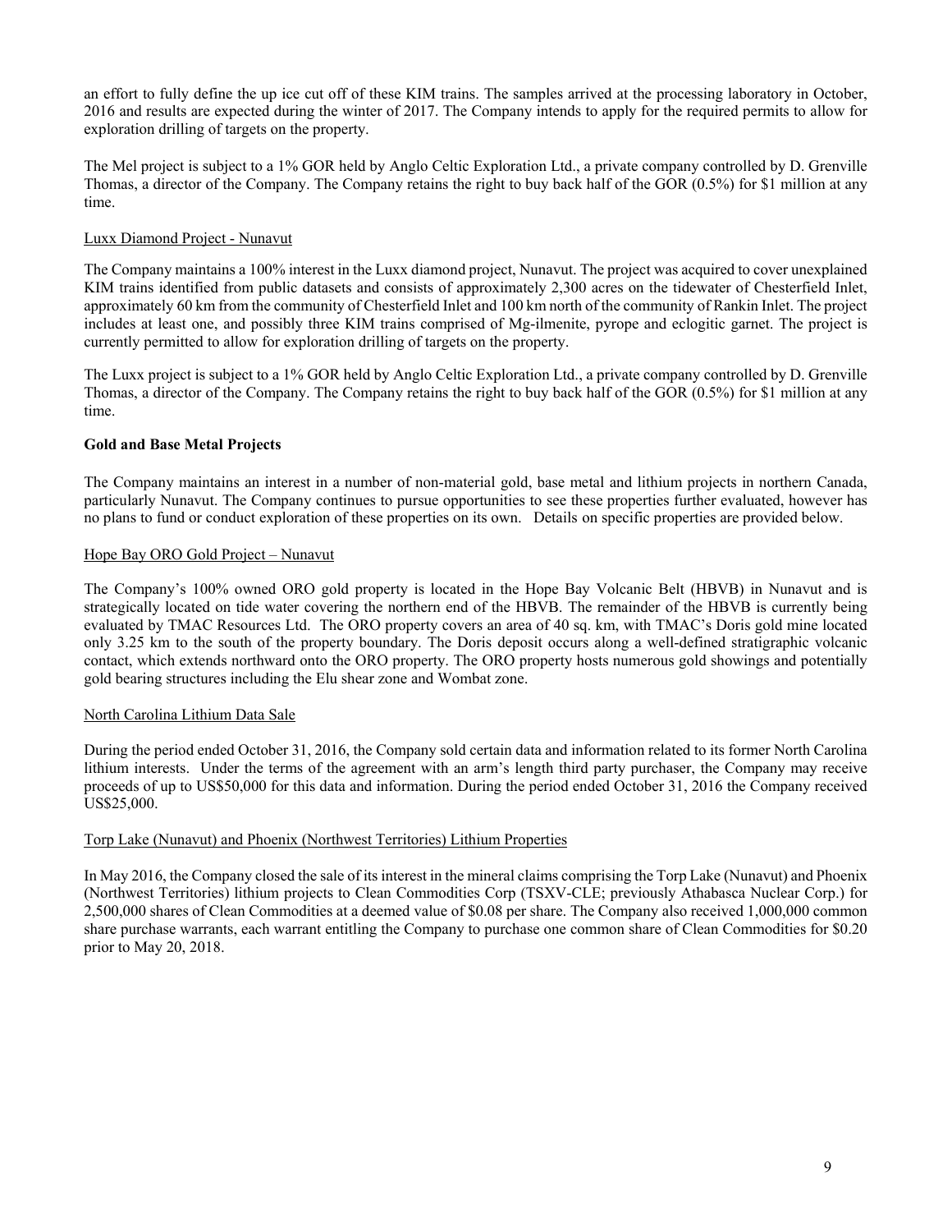an effort to fully define the up ice cut off of these KIM trains. The samples arrived at the processing laboratory in October, 2016 and results are expected during the winter of 2017. The Company intends to apply for the required permits to allow for exploration drilling of targets on the property.

The Mel project is subject to a 1% GOR held by Anglo Celtic Exploration Ltd., a private company controlled by D. Grenville Thomas, a director of the Company. The Company retains the right to buy back half of the GOR (0.5%) for $1 million at any time.

Luxx Diamond Project - Nunavut

The Company maintains a 100% interest in the Luxx diamond project, Nunavut. The project was acquired to cover unexplained KIM trains identified from public datasets and consists of approximately 2,300 acres on the tidewater of Chesterfield Inlet, approximately 60 km from the community of Chesterfield Inlet and 100 km north of the community of Rankin Inlet. The project includes at least one, and possibly three KIM trains comprised of Mg-ilmenite, pyrope and eclogitic garnet. The project is currently permitted to allow for exploration drilling of targets on the property.

The Luxx project is subject to a 1% GOR held by Anglo Celtic Exploration Ltd., a private company controlled by D. Grenville Thomas, a director of the Company. The Company retains the right to buy back half of the GOR (0.5%) for $1 million at any time.

**Gold and Base Metal Projects**

The Company maintains an interest in a number of non-material gold, base metal and lithium projects in northern Canada, particularly Nunavut. The Company continues to pursue opportunities to see these properties further evaluated, however has no plans to fund or conduct exploration of these properties on its own. Details on specific properties are provided below.

Hope Bay ORO Gold Project – Nunavut

The Company's 100% owned ORO gold property is located in the Hope Bay Volcanic Belt (HBVB) in Nunavut and is strategically located on tide water covering the northern end of the HBVB. The remainder of the HBVB is currently being evaluated by TMAC Resources Ltd. The ORO property covers an area of 40 sq. km, with TMAC's Doris gold mine located only 3.25 km to the south of the property boundary. The Doris deposit occurs along a well-defined stratigraphic volcanic contact, which extends northward onto the ORO property. The ORO property hosts numerous gold showings and potentially gold bearing structures including the Elu shear zone and Wombat zone.

North Carolina Lithium Data Sale

During the period ended October 31, 2016, the Company sold certain data and information related to its former North Carolina lithium interests. Under the terms of the agreement with an arm's length third party purchaser, the Company may receive proceeds of up to US$50,000 for this data and information. During the period ended October 31, 2016 the Company received US$25,000.

Torp Lake (Nunavut) and Phoenix (Northwest Territories) Lithium Properties

In May 2016, the Company closed the sale of its interest in the mineral claims comprising the Torp Lake (Nunavut) and Phoenix (Northwest Territories) lithium projects to Clean Commodities Corp (TSXV-CLE; previously Athabasca Nuclear Corp.) for 2,500,000 shares of Clean Commodities at a deemed value of $0.08 per share. The Company also received 1,000,000 common share purchase warrants, each warrant entitling the Company to purchase one common share of Clean Commodities for $0.20 prior to May 20, 2018.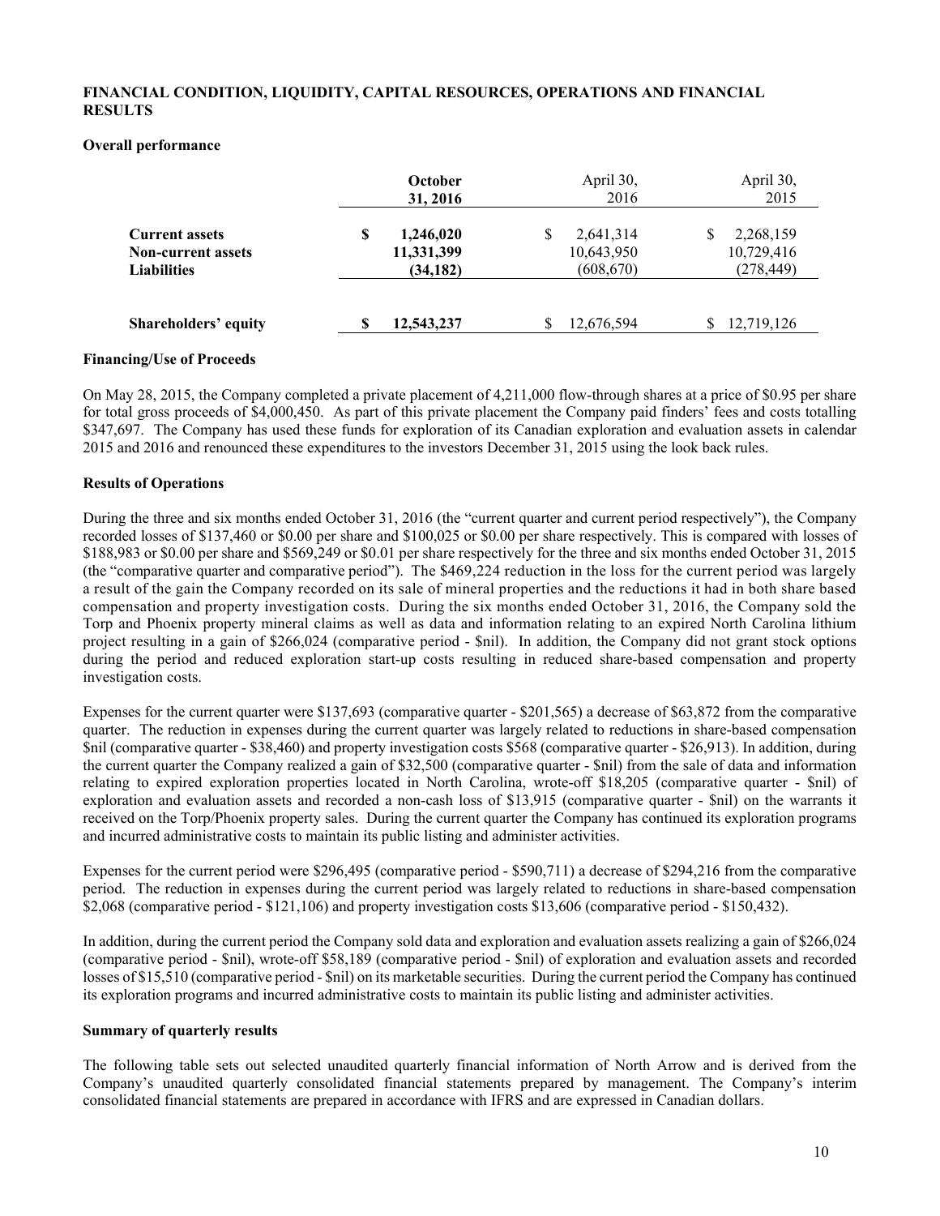## FINANCIAL CONDITION, LIQUIDITY, CAPITAL RESOURCES, OPERATIONS AND FINANCIAL RESULTS

### Overall performance

| | October 31, 2016 | April 30, 2016 | April 30, 2015 |
|---|---|---|---|
| **Current assets** | **$ 1,246,020** | $ 2,641,314 | $ 2,268,159 |
| **Non-current assets** | **11,331,399** | 10,643,950 | 10,729,416 |
| **Liabilities** | **(34,182)** | (608,670) | (278,449) |
| **Shareholders' equity** | **$ 12,543,237** | $ 12,676,594 | $ 12,719,126 |

### Financing/Use of Proceeds

On May 28, 2015, the Company completed a private placement of 4,211,000 flow-through shares at a price of $0.95 per share for total gross proceeds of $4,000,450. As part of this private placement the Company paid finders' fees and costs totalling $347,697. The Company has used these funds for exploration of its Canadian exploration and evaluation assets in calendar 2015 and 2016 and renounced these expenditures to the investors December 31, 2015 using the look back rules.

### Results of Operations

During the three and six months ended October 31, 2016 (the "current quarter and current period respectively"), the Company recorded losses of $137,460 or $0.00 per share and $100,025 or $0.00 per share respectively. This is compared with losses of $188,983 or $0.00 per share and $569,249 or $0.01 per share respectively for the three and six months ended October 31, 2015 (the "comparative quarter and comparative period"). The $469,224 reduction in the loss for the current period was largely a result of the gain the Company recorded on its sale of mineral properties and the reductions it had in both share based compensation and property investigation costs. During the six months ended October 31, 2016, the Company sold the Torp and Phoenix property mineral claims as well as data and information relating to an expired North Carolina lithium project resulting in a gain of $266,024 (comparative period - $nil). In addition, the Company did not grant stock options during the period and reduced exploration start-up costs resulting in reduced share-based compensation and property investigation costs.

Expenses for the current quarter were $137,693 (comparative quarter - $201,565) a decrease of $63,872 from the comparative quarter. The reduction in expenses during the current quarter was largely related to reductions in share-based compensation $nil (comparative quarter - $38,460) and property investigation costs $568 (comparative quarter - $26,913). In addition, during the current quarter the Company realized a gain of $32,500 (comparative quarter - $nil) from the sale of data and information relating to expired exploration properties located in North Carolina, wrote-off $18,205 (comparative quarter - $nil) of exploration and evaluation assets and recorded a non-cash loss of $13,915 (comparative quarter - $nil) on the warrants it received on the Torp/Phoenix property sales. During the current quarter the Company has continued its exploration programs and incurred administrative costs to maintain its public listing and administer activities.

Expenses for the current period were $296,495 (comparative period - $590,711) a decrease of $294,216 from the comparative period. The reduction in expenses during the current period was largely related to reductions in share-based compensation $2,068 (comparative period - $121,106) and property investigation costs $13,606 (comparative period - $150,432).

In addition, during the current period the Company sold data and exploration and evaluation assets realizing a gain of $266,024 (comparative period - $nil), wrote-off $58,189 (comparative period - $nil) of exploration and evaluation assets and recorded losses of $15,510 (comparative period - $nil) on its marketable securities. During the current period the Company has continued its exploration programs and incurred administrative costs to maintain its public listing and administer activities.

### Summary of quarterly results

The following table sets out selected unaudited quarterly financial information of North Arrow and is derived from the Company's unaudited quarterly consolidated financial statements prepared by management. The Company's interim consolidated financial statements are prepared in accordance with IFRS and are expressed in Canadian dollars.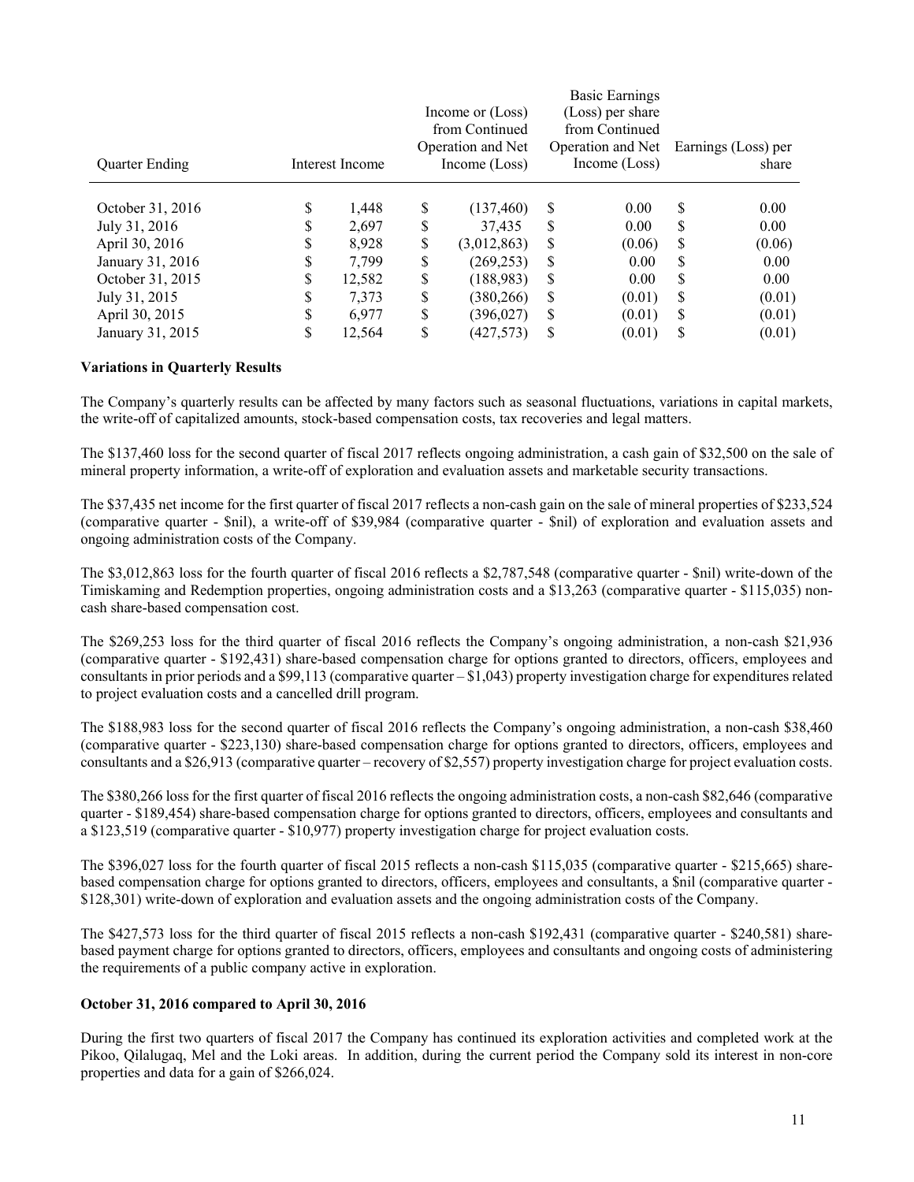| Quarter Ending | Interest Income | Income or (Loss) from Continued Operation and Net Income (Loss) | Basic Earnings (Loss) per share from Continued Operation and Net Income (Loss) | Earnings (Loss) per share |
|---|---|---|---|---|
| October 31, 2016 | $ 1,448 | $ (137,460) | $ 0.00 | $ 0.00 |
| July 31, 2016 | $ 2,697 | $ 37,435 | $ 0.00 | $ 0.00 |
| April 30, 2016 | $ 8,928 | $ (3,012,863) | $ (0.06) | $ (0.06) |
| January 31, 2016 | $ 7,799 | $ (269,253) | $ 0.00 | $ 0.00 |
| October 31, 2015 | $ 12,582 | $ (188,983) | $ 0.00 | $ 0.00 |
| July 31, 2015 | $ 7,373 | $ (380,266) | $ (0.01) | $ (0.01) |
| April 30, 2015 | $ 6,977 | $ (396,027) | $ (0.01) | $ (0.01) |
| January 31, 2015 | $ 12,564 | $ (427,573) | $ (0.01) | $ (0.01) |

**Variations in Quarterly Results**

The Company's quarterly results can be affected by many factors such as seasonal fluctuations, variations in capital markets, the write-off of capitalized amounts, stock-based compensation costs, tax recoveries and legal matters.

The $137,460 loss for the second quarter of fiscal 2017 reflects ongoing administration, a cash gain of $32,500 on the sale of mineral property information, a write-off of exploration and evaluation assets and marketable security transactions.

The $37,435 net income for the first quarter of fiscal 2017 reflects a non-cash gain on the sale of mineral properties of $233,524 (comparative quarter - $nil), a write-off of $39,984 (comparative quarter - $nil) of exploration and evaluation assets and ongoing administration costs of the Company.

The $3,012,863 loss for the fourth quarter of fiscal 2016 reflects a $2,787,548 (comparative quarter - $nil) write-down of the Timiskaming and Redemption properties, ongoing administration costs and a $13,263 (comparative quarter - $115,035) non-cash share-based compensation cost.

The $269,253 loss for the third quarter of fiscal 2016 reflects the Company's ongoing administration, a non-cash $21,936 (comparative quarter - $192,431) share-based compensation charge for options granted to directors, officers, employees and consultants in prior periods and a $99,113 (comparative quarter – $1,043) property investigation charge for expenditures related to project evaluation costs and a cancelled drill program.

The $188,983 loss for the second quarter of fiscal 2016 reflects the Company's ongoing administration, a non-cash $38,460 (comparative quarter - $223,130) share-based compensation charge for options granted to directors, officers, employees and consultants and a $26,913 (comparative quarter – recovery of $2,557) property investigation charge for project evaluation costs.

The $380,266 loss for the first quarter of fiscal 2016 reflects the ongoing administration costs, a non-cash $82,646 (comparative quarter - $189,454) share-based compensation charge for options granted to directors, officers, employees and consultants and a $123,519 (comparative quarter - $10,977) property investigation charge for project evaluation costs.

The $396,027 loss for the fourth quarter of fiscal 2015 reflects a non-cash $115,035 (comparative quarter - $215,665) share-based compensation charge for options granted to directors, officers, employees and consultants, a $nil (comparative quarter - $128,301) write-down of exploration and evaluation assets and the ongoing administration costs of the Company.

The $427,573 loss for the third quarter of fiscal 2015 reflects a non-cash $192,431 (comparative quarter - $240,581) share-based payment charge for options granted to directors, officers, employees and consultants and ongoing costs of administering the requirements of a public company active in exploration.

**October 31, 2016 compared to April 30, 2016**

During the first two quarters of fiscal 2017 the Company has continued its exploration activities and completed work at the Pikoo, Qilalugaq, Mel and the Loki areas. In addition, during the current period the Company sold its interest in non-core properties and data for a gain of $266,024.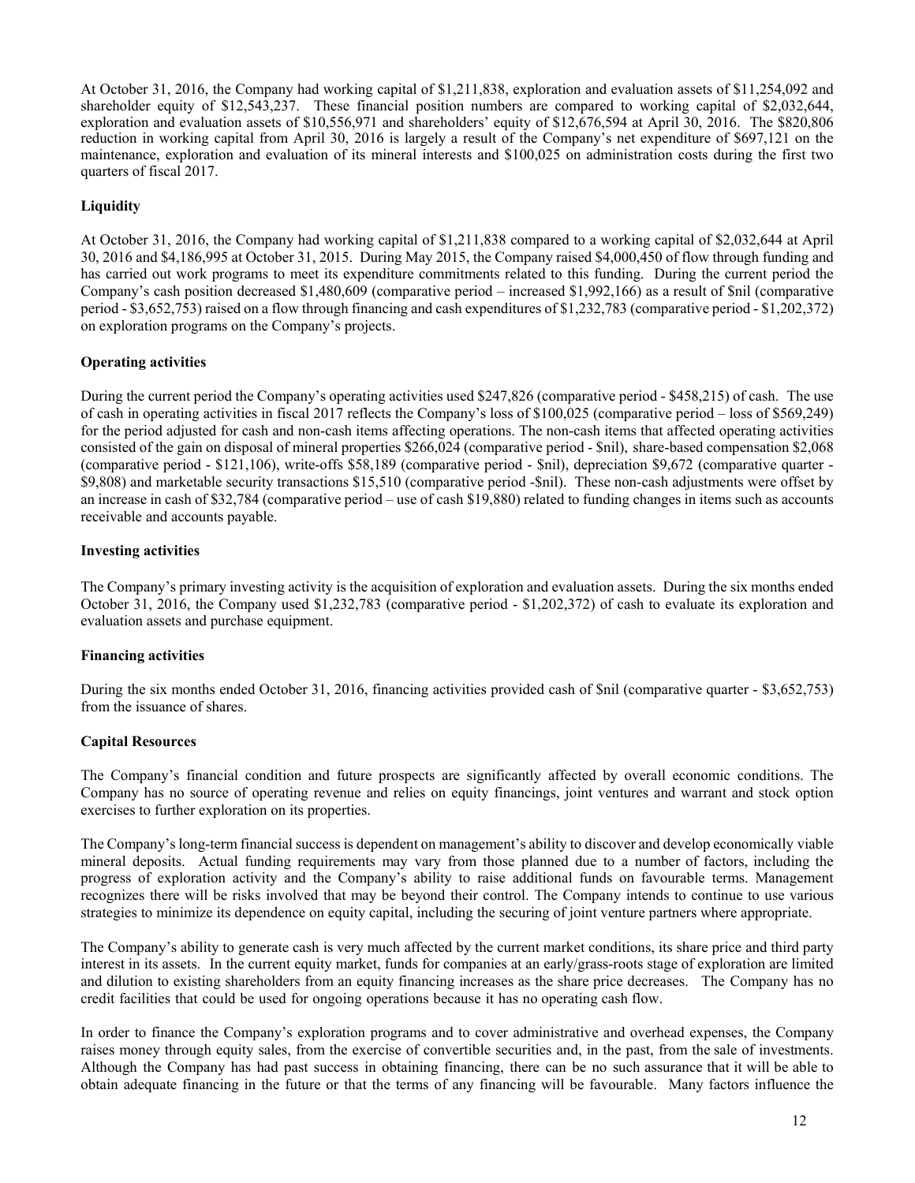At October 31, 2016, the Company had working capital of $1,211,838, exploration and evaluation assets of $11,254,092 and shareholder equity of $12,543,237. These financial position numbers are compared to working capital of $2,032,644, exploration and evaluation assets of $10,556,971 and shareholders' equity of $12,676,594 at April 30, 2016. The $820,806 reduction in working capital from April 30, 2016 is largely a result of the Company's net expenditure of $697,121 on the maintenance, exploration and evaluation of its mineral interests and $100,025 on administration costs during the first two quarters of fiscal 2017.

## Liquidity

At October 31, 2016, the Company had working capital of $1,211,838 compared to a working capital of $2,032,644 at April 30, 2016 and $4,186,995 at October 31, 2015. During May 2015, the Company raised $4,000,450 of flow through funding and has carried out work programs to meet its expenditure commitments related to this funding. During the current period the Company's cash position decreased $1,480,609 (comparative period – increased $1,992,166) as a result of $nil (comparative period - $3,652,753) raised on a flow through financing and cash expenditures of $1,232,783 (comparative period - $1,202,372) on exploration programs on the Company's projects.

## Operating activities

During the current period the Company's operating activities used $247,826 (comparative period - $458,215) of cash. The use of cash in operating activities in fiscal 2017 reflects the Company's loss of $100,025 (comparative period – loss of $569,249) for the period adjusted for cash and non-cash items affecting operations. The non-cash items that affected operating activities consisted of the gain on disposal of mineral properties $266,024 (comparative period - $nil), share-based compensation $2,068 (comparative period - $121,106), write-offs $58,189 (comparative period - $nil), depreciation $9,672 (comparative quarter - $9,808) and marketable security transactions $15,510 (comparative period -$nil). These non-cash adjustments were offset by an increase in cash of $32,784 (comparative period – use of cash $19,880) related to funding changes in items such as accounts receivable and accounts payable.

## Investing activities

The Company's primary investing activity is the acquisition of exploration and evaluation assets. During the six months ended October 31, 2016, the Company used $1,232,783 (comparative period - $1,202,372) of cash to evaluate its exploration and evaluation assets and purchase equipment.

## Financing activities

During the six months ended October 31, 2016, financing activities provided cash of $nil (comparative quarter - $3,652,753) from the issuance of shares.

## Capital Resources

The Company's financial condition and future prospects are significantly affected by overall economic conditions. The Company has no source of operating revenue and relies on equity financings, joint ventures and warrant and stock option exercises to further exploration on its properties.

The Company's long-term financial success is dependent on management's ability to discover and develop economically viable mineral deposits. Actual funding requirements may vary from those planned due to a number of factors, including the progress of exploration activity and the Company's ability to raise additional funds on favourable terms. Management recognizes there will be risks involved that may be beyond their control. The Company intends to continue to use various strategies to minimize its dependence on equity capital, including the securing of joint venture partners where appropriate.

The Company's ability to generate cash is very much affected by the current market conditions, its share price and third party interest in its assets. In the current equity market, funds for companies at an early/grass-roots stage of exploration are limited and dilution to existing shareholders from an equity financing increases as the share price decreases. The Company has no credit facilities that could be used for ongoing operations because it has no operating cash flow.

In order to finance the Company's exploration programs and to cover administrative and overhead expenses, the Company raises money through equity sales, from the exercise of convertible securities and, in the past, from the sale of investments. Although the Company has had past success in obtaining financing, there can be no such assurance that it will be able to obtain adequate financing in the future or that the terms of any financing will be favourable. Many factors influence the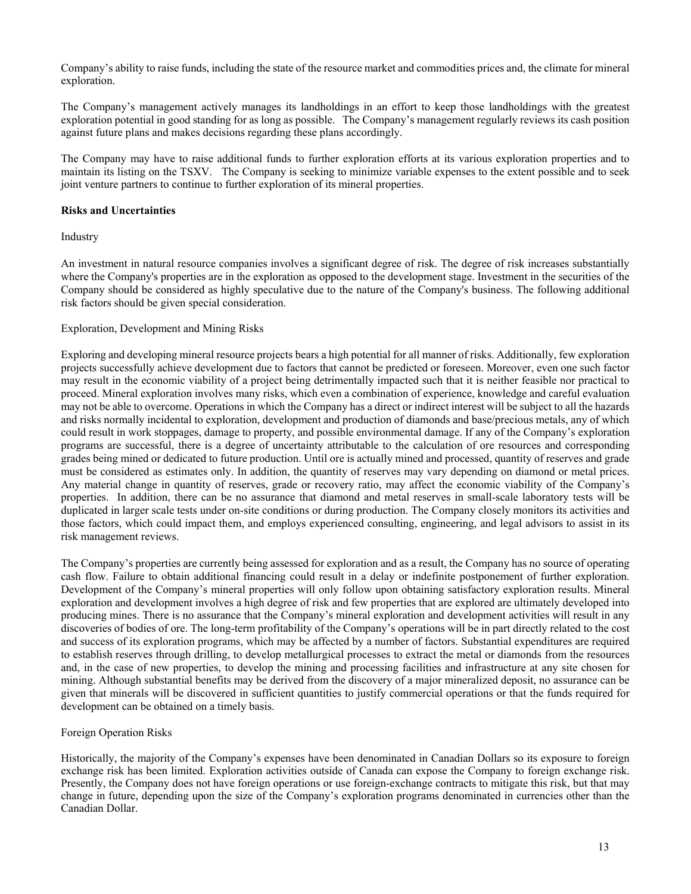Company's ability to raise funds, including the state of the resource market and commodities prices and, the climate for mineral exploration.

The Company's management actively manages its landholdings in an effort to keep those landholdings with the greatest exploration potential in good standing for as long as possible. The Company's management regularly reviews its cash position against future plans and makes decisions regarding these plans accordingly.

The Company may have to raise additional funds to further exploration efforts at its various exploration properties and to maintain its listing on the TSXV. The Company is seeking to minimize variable expenses to the extent possible and to seek joint venture partners to continue to further exploration of its mineral properties.

## Risks and Uncertainties

Industry

An investment in natural resource companies involves a significant degree of risk. The degree of risk increases substantially where the Company's properties are in the exploration as opposed to the development stage. Investment in the securities of the Company should be considered as highly speculative due to the nature of the Company's business. The following additional risk factors should be given special consideration.

Exploration, Development and Mining Risks

Exploring and developing mineral resource projects bears a high potential for all manner of risks. Additionally, few exploration projects successfully achieve development due to factors that cannot be predicted or foreseen. Moreover, even one such factor may result in the economic viability of a project being detrimentally impacted such that it is neither feasible nor practical to proceed. Mineral exploration involves many risks, which even a combination of experience, knowledge and careful evaluation may not be able to overcome. Operations in which the Company has a direct or indirect interest will be subject to all the hazards and risks normally incidental to exploration, development and production of diamonds and base/precious metals, any of which could result in work stoppages, damage to property, and possible environmental damage. If any of the Company's exploration programs are successful, there is a degree of uncertainty attributable to the calculation of ore resources and corresponding grades being mined or dedicated to future production. Until ore is actually mined and processed, quantity of reserves and grade must be considered as estimates only. In addition, the quantity of reserves may vary depending on diamond or metal prices. Any material change in quantity of reserves, grade or recovery ratio, may affect the economic viability of the Company's properties. In addition, there can be no assurance that diamond and metal reserves in small-scale laboratory tests will be duplicated in larger scale tests under on-site conditions or during production. The Company closely monitors its activities and those factors, which could impact them, and employs experienced consulting, engineering, and legal advisors to assist in its risk management reviews.

The Company's properties are currently being assessed for exploration and as a result, the Company has no source of operating cash flow. Failure to obtain additional financing could result in a delay or indefinite postponement of further exploration. Development of the Company's mineral properties will only follow upon obtaining satisfactory exploration results. Mineral exploration and development involves a high degree of risk and few properties that are explored are ultimately developed into producing mines. There is no assurance that the Company's mineral exploration and development activities will result in any discoveries of bodies of ore. The long-term profitability of the Company's operations will be in part directly related to the cost and success of its exploration programs, which may be affected by a number of factors. Substantial expenditures are required to establish reserves through drilling, to develop metallurgical processes to extract the metal or diamonds from the resources and, in the case of new properties, to develop the mining and processing facilities and infrastructure at any site chosen for mining. Although substantial benefits may be derived from the discovery of a major mineralized deposit, no assurance can be given that minerals will be discovered in sufficient quantities to justify commercial operations or that the funds required for development can be obtained on a timely basis.

Foreign Operation Risks

Historically, the majority of the Company's expenses have been denominated in Canadian Dollars so its exposure to foreign exchange risk has been limited. Exploration activities outside of Canada can expose the Company to foreign exchange risk. Presently, the Company does not have foreign operations or use foreign-exchange contracts to mitigate this risk, but that may change in future, depending upon the size of the Company's exploration programs denominated in currencies other than the Canadian Dollar.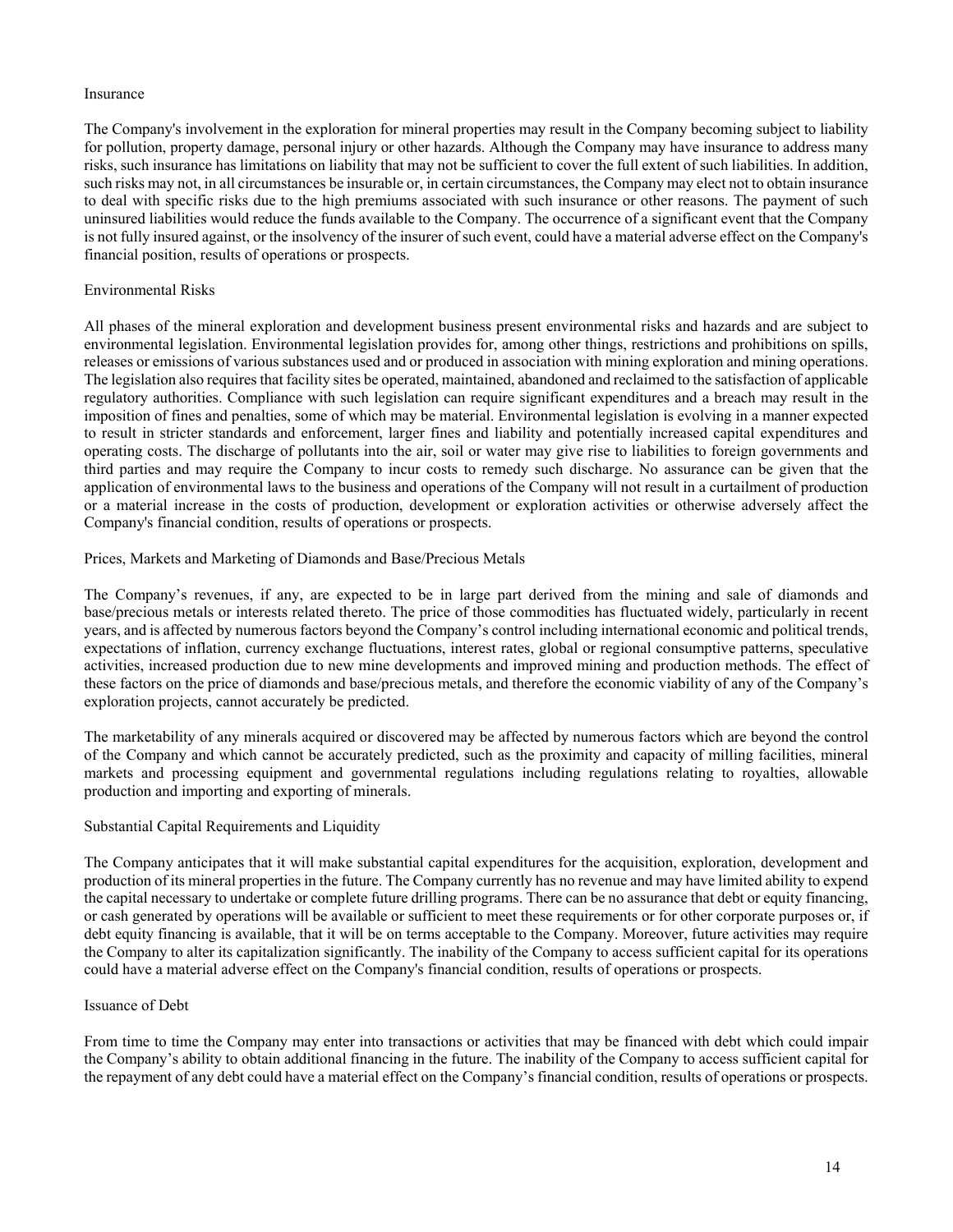### Insurance

The Company's involvement in the exploration for mineral properties may result in the Company becoming subject to liability for pollution, property damage, personal injury or other hazards. Although the Company may have insurance to address many risks, such insurance has limitations on liability that may not be sufficient to cover the full extent of such liabilities. In addition, such risks may not, in all circumstances be insurable or, in certain circumstances, the Company may elect not to obtain insurance to deal with specific risks due to the high premiums associated with such insurance or other reasons. The payment of such uninsured liabilities would reduce the funds available to the Company. The occurrence of a significant event that the Company is not fully insured against, or the insolvency of the insurer of such event, could have a material adverse effect on the Company's financial position, results of operations or prospects.

### Environmental Risks

All phases of the mineral exploration and development business present environmental risks and hazards and are subject to environmental legislation. Environmental legislation provides for, among other things, restrictions and prohibitions on spills, releases or emissions of various substances used and or produced in association with mining exploration and mining operations. The legislation also requires that facility sites be operated, maintained, abandoned and reclaimed to the satisfaction of applicable regulatory authorities. Compliance with such legislation can require significant expenditures and a breach may result in the imposition of fines and penalties, some of which may be material. Environmental legislation is evolving in a manner expected to result in stricter standards and enforcement, larger fines and liability and potentially increased capital expenditures and operating costs. The discharge of pollutants into the air, soil or water may give rise to liabilities to foreign governments and third parties and may require the Company to incur costs to remedy such discharge. No assurance can be given that the application of environmental laws to the business and operations of the Company will not result in a curtailment of production or a material increase in the costs of production, development or exploration activities or otherwise adversely affect the Company's financial condition, results of operations or prospects.

### Prices, Markets and Marketing of Diamonds and Base/Precious Metals

The Company's revenues, if any, are expected to be in large part derived from the mining and sale of diamonds and base/precious metals or interests related thereto. The price of those commodities has fluctuated widely, particularly in recent years, and is affected by numerous factors beyond the Company's control including international economic and political trends, expectations of inflation, currency exchange fluctuations, interest rates, global or regional consumptive patterns, speculative activities, increased production due to new mine developments and improved mining and production methods. The effect of these factors on the price of diamonds and base/precious metals, and therefore the economic viability of any of the Company's exploration projects, cannot accurately be predicted.

The marketability of any minerals acquired or discovered may be affected by numerous factors which are beyond the control of the Company and which cannot be accurately predicted, such as the proximity and capacity of milling facilities, mineral markets and processing equipment and governmental regulations including regulations relating to royalties, allowable production and importing and exporting of minerals.

### Substantial Capital Requirements and Liquidity

The Company anticipates that it will make substantial capital expenditures for the acquisition, exploration, development and production of its mineral properties in the future. The Company currently has no revenue and may have limited ability to expend the capital necessary to undertake or complete future drilling programs. There can be no assurance that debt or equity financing, or cash generated by operations will be available or sufficient to meet these requirements or for other corporate purposes or, if debt equity financing is available, that it will be on terms acceptable to the Company. Moreover, future activities may require the Company to alter its capitalization significantly. The inability of the Company to access sufficient capital for its operations could have a material adverse effect on the Company's financial condition, results of operations or prospects.

### Issuance of Debt

From time to time the Company may enter into transactions or activities that may be financed with debt which could impair the Company's ability to obtain additional financing in the future. The inability of the Company to access sufficient capital for the repayment of any debt could have a material effect on the Company's financial condition, results of operations or prospects.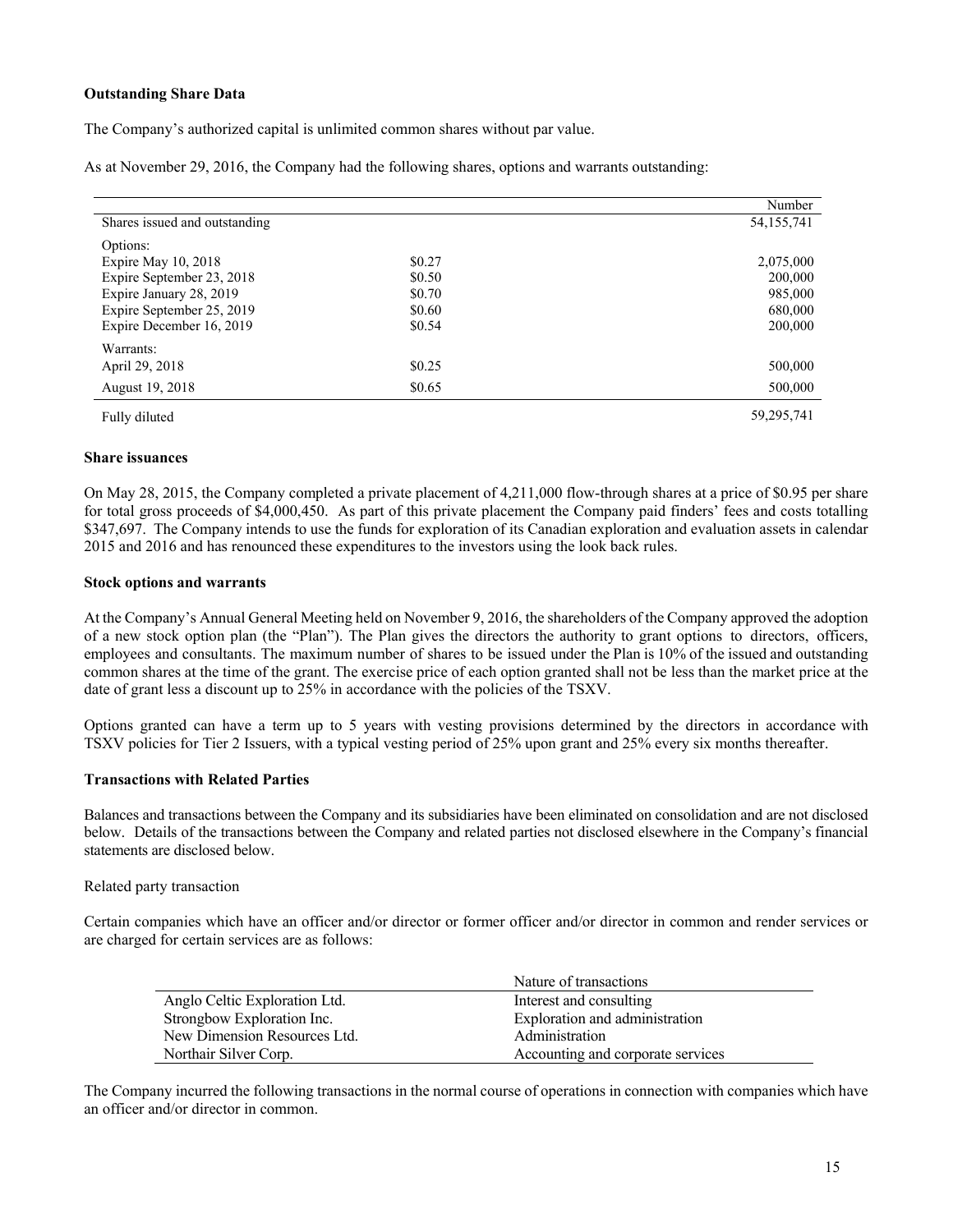**Outstanding Share Data**

The Company's authorized capital is unlimited common shares without par value.

As at November 29, 2016, the Company had the following shares, options and warrants outstanding:

| | | Number |
|---|---|---|
| Shares issued and outstanding | | 54,155,741 |
| Options: | | |
| Expire May 10, 2018 | \$0.27 | 2,075,000 |
| Expire September 23, 2018 | \$0.50 | 200,000 |
| Expire January 28, 2019 | \$0.70 | 985,000 |
| Expire September 25, 2019 | \$0.60 | 680,000 |
| Expire December 16, 2019 | \$0.54 | 200,000 |
| Warrants: | | |
| April 29, 2018 | \$0.25 | 500,000 |
| August 19, 2018 | \$0.65 | 500,000 |
| Fully diluted | | 59,295,741 |

**Share issuances**

On May 28, 2015, the Company completed a private placement of 4,211,000 flow-through shares at a price of \$0.95 per share for total gross proceeds of \$4,000,450. As part of this private placement the Company paid finders' fees and costs totalling \$347,697. The Company intends to use the funds for exploration of its Canadian exploration and evaluation assets in calendar 2015 and 2016 and has renounced these expenditures to the investors using the look back rules.

**Stock options and warrants**

At the Company's Annual General Meeting held on November 9, 2016, the shareholders of the Company approved the adoption of a new stock option plan (the "Plan"). The Plan gives the directors the authority to grant options to directors, officers, employees and consultants. The maximum number of shares to be issued under the Plan is 10% of the issued and outstanding common shares at the time of the grant. The exercise price of each option granted shall not be less than the market price at the date of grant less a discount up to 25% in accordance with the policies of the TSXV.

Options granted can have a term up to 5 years with vesting provisions determined by the directors in accordance with TSXV policies for Tier 2 Issuers, with a typical vesting period of 25% upon grant and 25% every six months thereafter.

**Transactions with Related Parties**

Balances and transactions between the Company and its subsidiaries have been eliminated on consolidation and are not disclosed below. Details of the transactions between the Company and related parties not disclosed elsewhere in the Company's financial statements are disclosed below.

Related party transaction

Certain companies which have an officer and/or director or former officer and/or director in common and render services or are charged for certain services are as follows:

| | Nature of transactions |
|---|---|
| Anglo Celtic Exploration Ltd. | Interest and consulting |
| Strongbow Exploration Inc. | Exploration and administration |
| New Dimension Resources Ltd. | Administration |
| Northair Silver Corp. | Accounting and corporate services |

The Company incurred the following transactions in the normal course of operations in connection with companies which have an officer and/or director in common.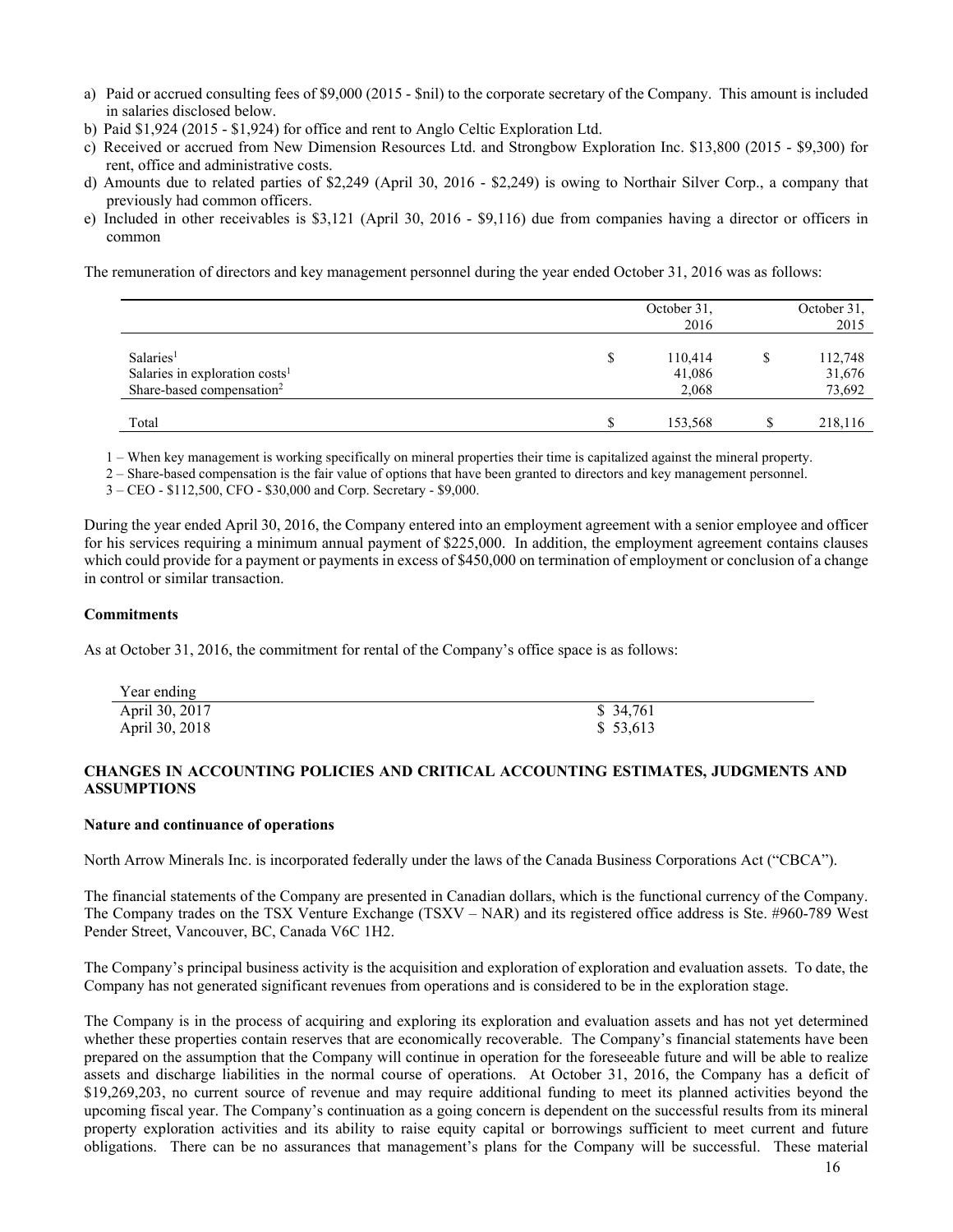a) Paid or accrued consulting fees of $9,000 (2015 - $nil) to the corporate secretary of the Company. This amount is included in salaries disclosed below.
b) Paid $1,924 (2015 - $1,924) for office and rent to Anglo Celtic Exploration Ltd.
c) Received or accrued from New Dimension Resources Ltd. and Strongbow Exploration Inc. $13,800 (2015 - $9,300) for rent, office and administrative costs.
d) Amounts due to related parties of $2,249 (April 30, 2016 - $2,249) is owing to Northair Silver Corp., a company that previously had common officers.
e) Included in other receivables is $3,121 (April 30, 2016 - $9,116) due from companies having a director or officers in common

The remuneration of directors and key management personnel during the year ended October 31, 2016 was as follows:

| | | October 31, 2016 | | October 31, 2015 |
|---|---|---|---|---|
| Salaries[1] | $ | 110,414 | $ | 112,748 |
| Salaries in exploration costs[1] | | 41,086 | | 31,676 |
| Share-based compensation[2] | | 2,068 | | 73,692 |
| Total | $ | 153,568 | $ | 218,116 |

1 – When key management is working specifically on mineral properties their time is capitalized against the mineral property.

2 – Share-based compensation is the fair value of options that have been granted to directors and key management personnel.

3 – CEO - $112,500, CFO - $30,000 and Corp. Secretary - $9,000.

During the year ended April 30, 2016, the Company entered into an employment agreement with a senior employee and officer for his services requiring a minimum annual payment of $225,000. In addition, the employment agreement contains clauses which could provide for a payment or payments in excess of $450,000 on termination of employment or conclusion of a change in control or similar transaction.

**Commitments**

As at October 31, 2016, the commitment for rental of the Company's office space is as follows:

| Year ending | |
|---|---|
| April 30, 2017 | $ 34,761 |
| April 30, 2018 | $ 53,613 |

**CHANGES IN ACCOUNTING POLICIES AND CRITICAL ACCOUNTING ESTIMATES, JUDGMENTS AND ASSUMPTIONS**

**Nature and continuance of operations**

North Arrow Minerals Inc. is incorporated federally under the laws of the Canada Business Corporations Act ("CBCA").

The financial statements of the Company are presented in Canadian dollars, which is the functional currency of the Company. The Company trades on the TSX Venture Exchange (TSXV – NAR) and its registered office address is Ste. #960-789 West Pender Street, Vancouver, BC, Canada V6C 1H2.

The Company's principal business activity is the acquisition and exploration of exploration and evaluation assets. To date, the Company has not generated significant revenues from operations and is considered to be in the exploration stage.

The Company is in the process of acquiring and exploring its exploration and evaluation assets and has not yet determined whether these properties contain reserves that are economically recoverable. The Company's financial statements have been prepared on the assumption that the Company will continue in operation for the foreseeable future and will be able to realize assets and discharge liabilities in the normal course of operations. At October 31, 2016, the Company has a deficit of $19,269,203, no current source of revenue and may require additional funding to meet its planned activities beyond the upcoming fiscal year. The Company's continuation as a going concern is dependent on the successful results from its mineral property exploration activities and its ability to raise equity capital or borrowings sufficient to meet current and future obligations. There can be no assurances that management's plans for the Company will be successful. These material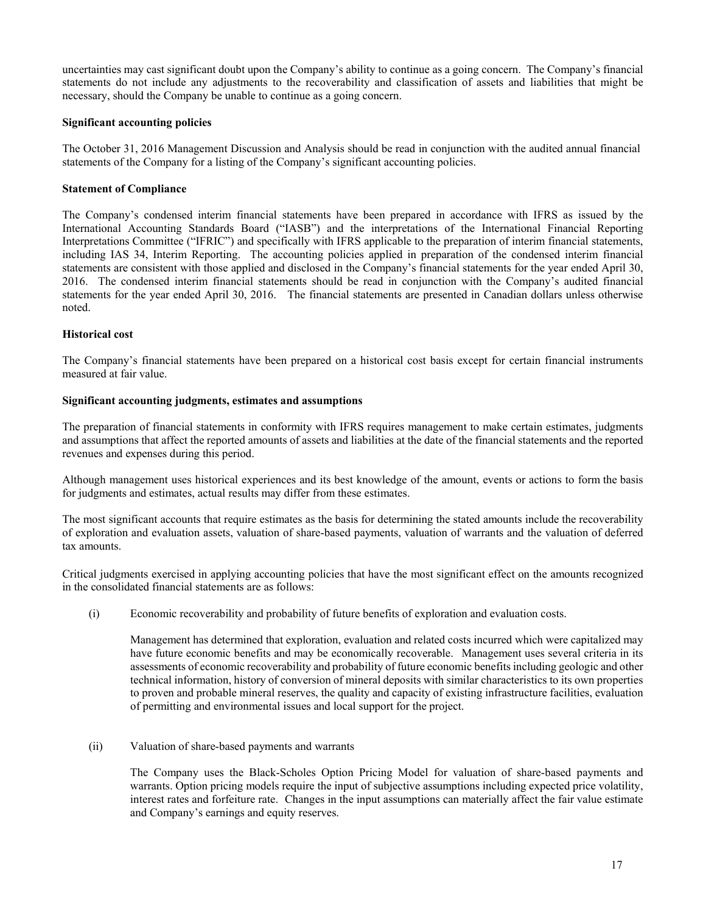uncertainties may cast significant doubt upon the Company's ability to continue as a going concern. The Company's financial statements do not include any adjustments to the recoverability and classification of assets and liabilities that might be necessary, should the Company be unable to continue as a going concern.

**Significant accounting policies**

The October 31, 2016 Management Discussion and Analysis should be read in conjunction with the audited annual financial statements of the Company for a listing of the Company's significant accounting policies.

**Statement of Compliance**

The Company's condensed interim financial statements have been prepared in accordance with IFRS as issued by the International Accounting Standards Board ("IASB") and the interpretations of the International Financial Reporting Interpretations Committee ("IFRIC") and specifically with IFRS applicable to the preparation of interim financial statements, including IAS 34, Interim Reporting. The accounting policies applied in preparation of the condensed interim financial statements are consistent with those applied and disclosed in the Company's financial statements for the year ended April 30, 2016. The condensed interim financial statements should be read in conjunction with the Company's audited financial statements for the year ended April 30, 2016. The financial statements are presented in Canadian dollars unless otherwise noted.

**Historical cost**

The Company's financial statements have been prepared on a historical cost basis except for certain financial instruments measured at fair value.

**Significant accounting judgments, estimates and assumptions**

The preparation of financial statements in conformity with IFRS requires management to make certain estimates, judgments and assumptions that affect the reported amounts of assets and liabilities at the date of the financial statements and the reported revenues and expenses during this period.

Although management uses historical experiences and its best knowledge of the amount, events or actions to form the basis for judgments and estimates, actual results may differ from these estimates.

The most significant accounts that require estimates as the basis for determining the stated amounts include the recoverability of exploration and evaluation assets, valuation of share-based payments, valuation of warrants and the valuation of deferred tax amounts.

Critical judgments exercised in applying accounting policies that have the most significant effect on the amounts recognized in the consolidated financial statements are as follows:

(i) Economic recoverability and probability of future benefits of exploration and evaluation costs.

Management has determined that exploration, evaluation and related costs incurred which were capitalized may have future economic benefits and may be economically recoverable. Management uses several criteria in its assessments of economic recoverability and probability of future economic benefits including geologic and other technical information, history of conversion of mineral deposits with similar characteristics to its own properties to proven and probable mineral reserves, the quality and capacity of existing infrastructure facilities, evaluation of permitting and environmental issues and local support for the project.

(ii) Valuation of share-based payments and warrants

The Company uses the Black-Scholes Option Pricing Model for valuation of share-based payments and warrants. Option pricing models require the input of subjective assumptions including expected price volatility, interest rates and forfeiture rate. Changes in the input assumptions can materially affect the fair value estimate and Company's earnings and equity reserves.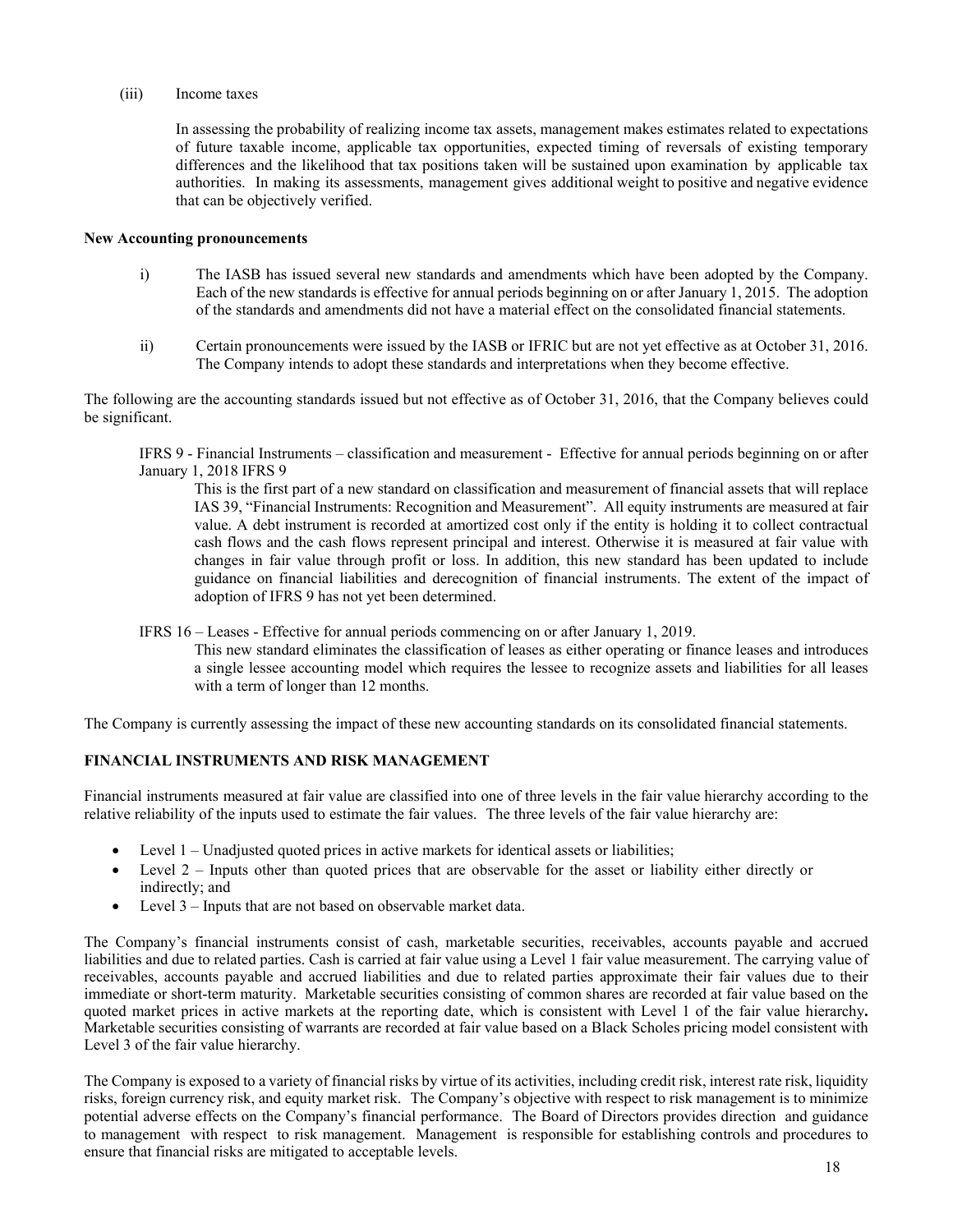(iii) Income taxes

In assessing the probability of realizing income tax assets, management makes estimates related to expectations of future taxable income, applicable tax opportunities, expected timing of reversals of existing temporary differences and the likelihood that tax positions taken will be sustained upon examination by applicable tax authorities. In making its assessments, management gives additional weight to positive and negative evidence that can be objectively verified.

**New Accounting pronouncements**

i) The IASB has issued several new standards and amendments which have been adopted by the Company. Each of the new standards is effective for annual periods beginning on or after January 1, 2015. The adoption of the standards and amendments did not have a material effect on the consolidated financial statements.

ii) Certain pronouncements were issued by the IASB or IFRIC but are not yet effective as at October 31, 2016. The Company intends to adopt these standards and interpretations when they become effective.

The following are the accounting standards issued but not effective as of October 31, 2016, that the Company believes could be significant.

IFRS 9 - Financial Instruments – classification and measurement - Effective for annual periods beginning on or after January 1, 2018 IFRS 9

This is the first part of a new standard on classification and measurement of financial assets that will replace IAS 39, "Financial Instruments: Recognition and Measurement". All equity instruments are measured at fair value. A debt instrument is recorded at amortized cost only if the entity is holding it to collect contractual cash flows and the cash flows represent principal and interest. Otherwise it is measured at fair value with changes in fair value through profit or loss. In addition, this new standard has been updated to include guidance on financial liabilities and derecognition of financial instruments. The extent of the impact of adoption of IFRS 9 has not yet been determined.

IFRS 16 – Leases - Effective for annual periods commencing on or after January 1, 2019.

This new standard eliminates the classification of leases as either operating or finance leases and introduces a single lessee accounting model which requires the lessee to recognize assets and liabilities for all leases with a term of longer than 12 months.

The Company is currently assessing the impact of these new accounting standards on its consolidated financial statements.

## FINANCIAL INSTRUMENTS AND RISK MANAGEMENT

Financial instruments measured at fair value are classified into one of three levels in the fair value hierarchy according to the relative reliability of the inputs used to estimate the fair values. The three levels of the fair value hierarchy are:

- Level 1 – Unadjusted quoted prices in active markets for identical assets or liabilities;
- Level 2 – Inputs other than quoted prices that are observable for the asset or liability either directly or indirectly; and
- Level 3 – Inputs that are not based on observable market data.

The Company's financial instruments consist of cash, marketable securities, receivables, accounts payable and accrued liabilities and due to related parties. Cash is carried at fair value using a Level 1 fair value measurement. The carrying value of receivables, accounts payable and accrued liabilities and due to related parties approximate their fair values due to their immediate or short-term maturity. Marketable securities consisting of common shares are recorded at fair value based on the quoted market prices in active markets at the reporting date, which is consistent with Level 1 of the fair value hierarchy. Marketable securities consisting of warrants are recorded at fair value based on a Black Scholes pricing model consistent with Level 3 of the fair value hierarchy.

The Company is exposed to a variety of financial risks by virtue of its activities, including credit risk, interest rate risk, liquidity risks, foreign currency risk, and equity market risk. The Company's objective with respect to risk management is to minimize potential adverse effects on the Company's financial performance. The Board of Directors provides direction and guidance to management with respect to risk management. Management is responsible for establishing controls and procedures to ensure that financial risks are mitigated to acceptable levels.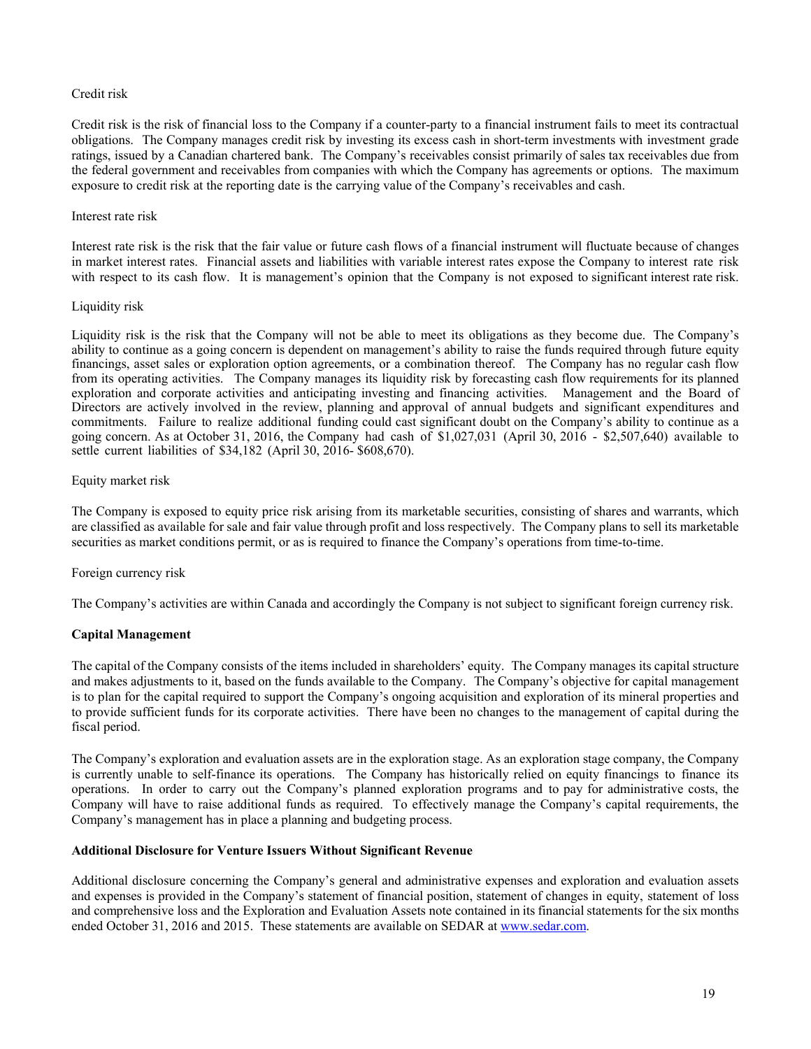Credit risk

Credit risk is the risk of financial loss to the Company if a counter-party to a financial instrument fails to meet its contractual obligations. The Company manages credit risk by investing its excess cash in short-term investments with investment grade ratings, issued by a Canadian chartered bank. The Company's receivables consist primarily of sales tax receivables due from the federal government and receivables from companies with which the Company has agreements or options. The maximum exposure to credit risk at the reporting date is the carrying value of the Company's receivables and cash.

Interest rate risk

Interest rate risk is the risk that the fair value or future cash flows of a financial instrument will fluctuate because of changes in market interest rates. Financial assets and liabilities with variable interest rates expose the Company to interest rate risk with respect to its cash flow. It is management's opinion that the Company is not exposed to significant interest rate risk.

Liquidity risk

Liquidity risk is the risk that the Company will not be able to meet its obligations as they become due. The Company's ability to continue as a going concern is dependent on management's ability to raise the funds required through future equity financings, asset sales or exploration option agreements, or a combination thereof. The Company has no regular cash flow from its operating activities. The Company manages its liquidity risk by forecasting cash flow requirements for its planned exploration and corporate activities and anticipating investing and financing activities. Management and the Board of Directors are actively involved in the review, planning and approval of annual budgets and significant expenditures and commitments. Failure to realize additional funding could cast significant doubt on the Company's ability to continue as a going concern. As at October 31, 2016, the Company had cash of $1,027,031 (April 30, 2016 - $2,507,640) available to settle current liabilities of $34,182 (April 30, 2016- $608,670).

Equity market risk

The Company is exposed to equity price risk arising from its marketable securities, consisting of shares and warrants, which are classified as available for sale and fair value through profit and loss respectively. The Company plans to sell its marketable securities as market conditions permit, or as is required to finance the Company's operations from time-to-time.

Foreign currency risk

The Company's activities are within Canada and accordingly the Company is not subject to significant foreign currency risk.

**Capital Management**

The capital of the Company consists of the items included in shareholders' equity. The Company manages its capital structure and makes adjustments to it, based on the funds available to the Company. The Company's objective for capital management is to plan for the capital required to support the Company's ongoing acquisition and exploration of its mineral properties and to provide sufficient funds for its corporate activities. There have been no changes to the management of capital during the fiscal period.

The Company's exploration and evaluation assets are in the exploration stage. As an exploration stage company, the Company is currently unable to self-finance its operations. The Company has historically relied on equity financings to finance its operations. In order to carry out the Company's planned exploration programs and to pay for administrative costs, the Company will have to raise additional funds as required. To effectively manage the Company's capital requirements, the Company's management has in place a planning and budgeting process.

**Additional Disclosure for Venture Issuers Without Significant Revenue**

Additional disclosure concerning the Company's general and administrative expenses and exploration and evaluation assets and expenses is provided in the Company's statement of financial position, statement of changes in equity, statement of loss and comprehensive loss and the Exploration and Evaluation Assets note contained in its financial statements for the six months ended October 31, 2016 and 2015. These statements are available on SEDAR at www.sedar.com.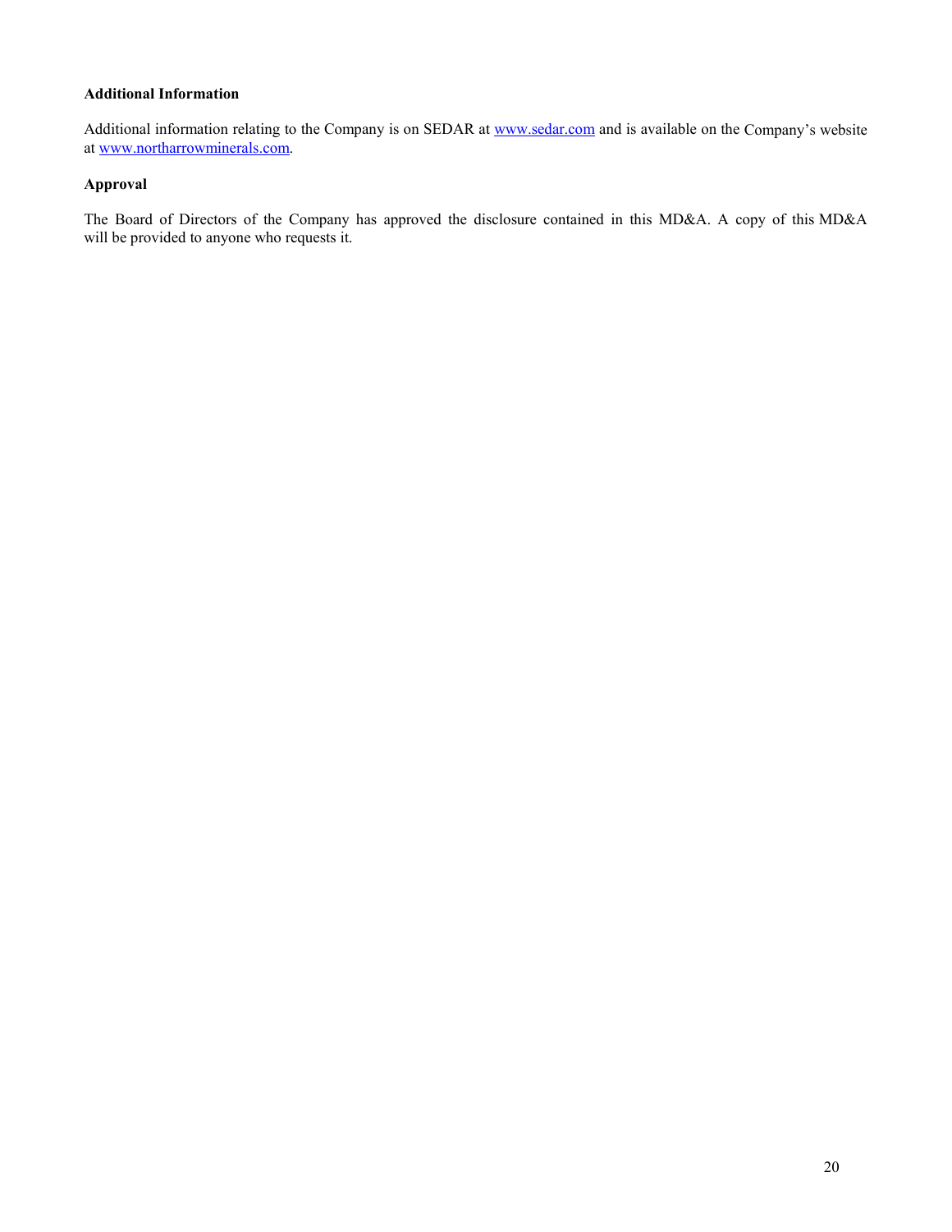**Additional Information**

Additional information relating to the Company is on SEDAR at [www.sedar.com](http://www.sedar.com) and is available on the Company's website at [www.northarrowminerals.com](http://www.northarrowminerals.com).

**Approval**

The Board of Directors of the Company has approved the disclosure contained in this MD&A. A copy of this MD&A will be provided to anyone who requests it.